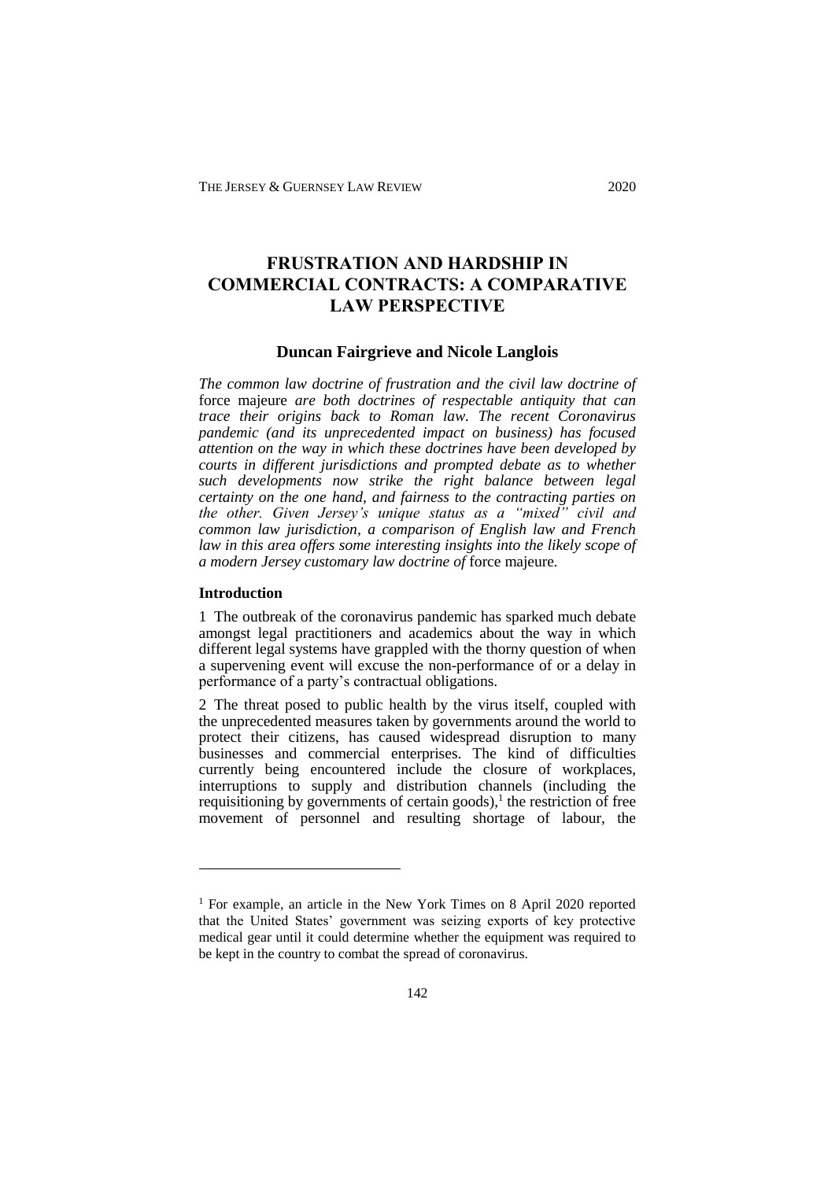# FRUSTRATION AND HARDSHIP IN COMMERCIAL CONTRACTS: A COMPARATIVE LAW PERSPECTIVE

**Duncan Fairgrieve and Nicole Langlois**

*The common law doctrine of frustration and the civil law doctrine of* force majeure *are both doctrines of respectable antiquity that can trace their origins back to Roman law. The recent Coronavirus pandemic (and its unprecedented impact on business) has focused attention on the way in which these doctrines have been developed by courts in different jurisdictions and prompted debate as to whether such developments now strike the right balance between legal certainty on the one hand, and fairness to the contracting parties on the other. Given Jersey's unique status as a "mixed" civil and common law jurisdiction, a comparison of English law and French law in this area offers some interesting insights into the likely scope of a modern Jersey customary law doctrine of* force majeure*.*

## Introduction

1 The outbreak of the coronavirus pandemic has sparked much debate amongst legal practitioners and academics about the way in which different legal systems have grappled with the thorny question of when a supervening event will excuse the non-performance of or a delay in performance of a party's contractual obligations.

2 The threat posed to public health by the virus itself, coupled with the unprecedented measures taken by governments around the world to protect their citizens, has caused widespread disruption to many businesses and commercial enterprises. The kind of difficulties currently being encountered include the closure of workplaces, interruptions to supply and distribution channels (including the requisitioning by governments of certain goods),[1] the restriction of free movement of personnel and resulting shortage of labour, the

[1] For example, an article in the New York Times on 8 April 2020 reported that the United States' government was seizing exports of key protective medical gear until it could determine whether the equipment was required to be kept in the country to combat the spread of coronavirus.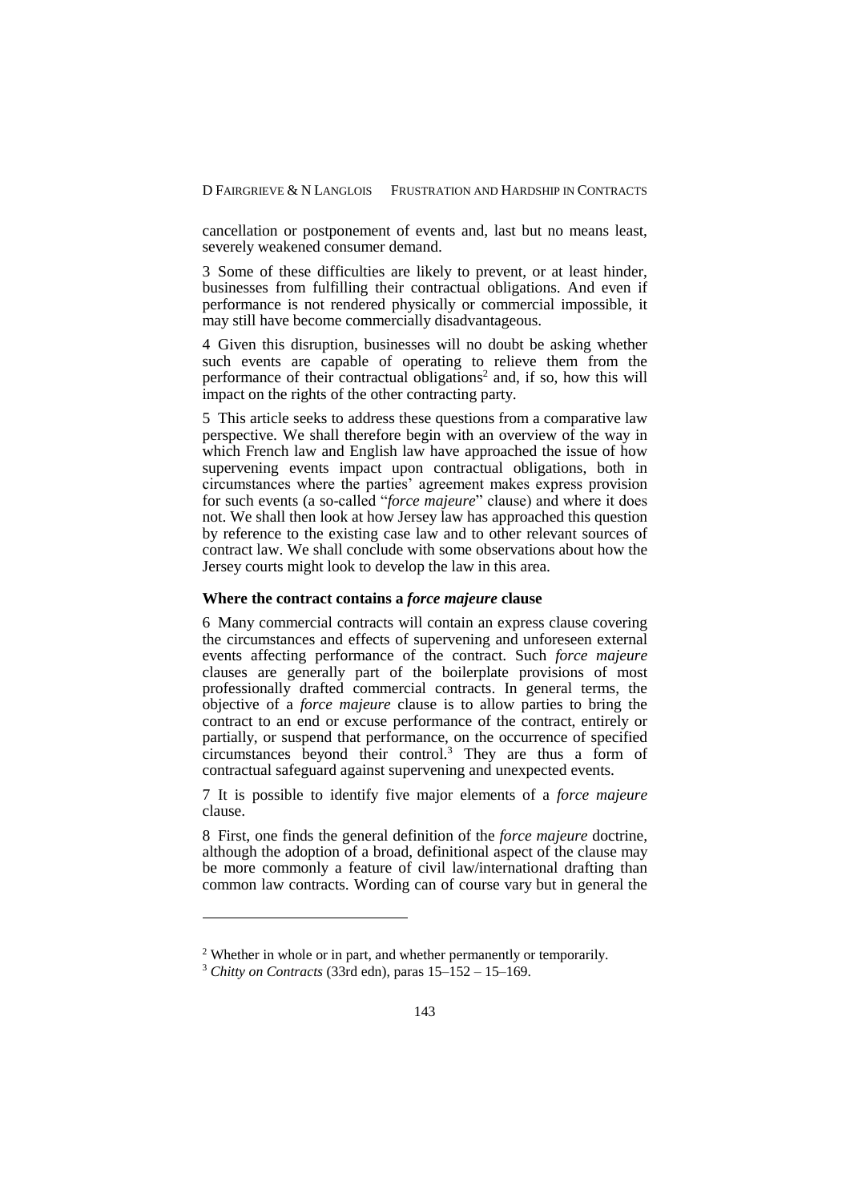cancellation or postponement of events and, last but no means least, severely weakened consumer demand.

3 Some of these difficulties are likely to prevent, or at least hinder, businesses from fulfilling their contractual obligations. And even if performance is not rendered physically or commercial impossible, it may still have become commercially disadvantageous.

4 Given this disruption, businesses will no doubt be asking whether such events are capable of operating to relieve them from the performance of their contractual obligations[2] and, if so, how this will impact on the rights of the other contracting party.

5 This article seeks to address these questions from a comparative law perspective. We shall therefore begin with an overview of the way in which French law and English law have approached the issue of how supervening events impact upon contractual obligations, both in circumstances where the parties' agreement makes express provision for such events (a so-called "*force majeure*" clause) and where it does not. We shall then look at how Jersey law has approached this question by reference to the existing case law and to other relevant sources of contract law. We shall conclude with some observations about how the Jersey courts might look to develop the law in this area.

### Where the contract contains a *force majeure* clause

6 Many commercial contracts will contain an express clause covering the circumstances and effects of supervening and unforeseen external events affecting performance of the contract. Such *force majeure* clauses are generally part of the boilerplate provisions of most professionally drafted commercial contracts. In general terms, the objective of a *force majeure* clause is to allow parties to bring the contract to an end or excuse performance of the contract, entirely or partially, or suspend that performance, on the occurrence of specified circumstances beyond their control.[3] They are thus a form of contractual safeguard against supervening and unexpected events.

7 It is possible to identify five major elements of a *force majeure* clause.

8 First, one finds the general definition of the *force majeure* doctrine, although the adoption of a broad, definitional aspect of the clause may be more commonly a feature of civil law/international drafting than common law contracts. Wording can of course vary but in general the

---

[2] Whether in whole or in part, and whether permanently or temporarily.

[3] *Chitty on Contracts* (33rd edn), paras 15–152 – 15–169.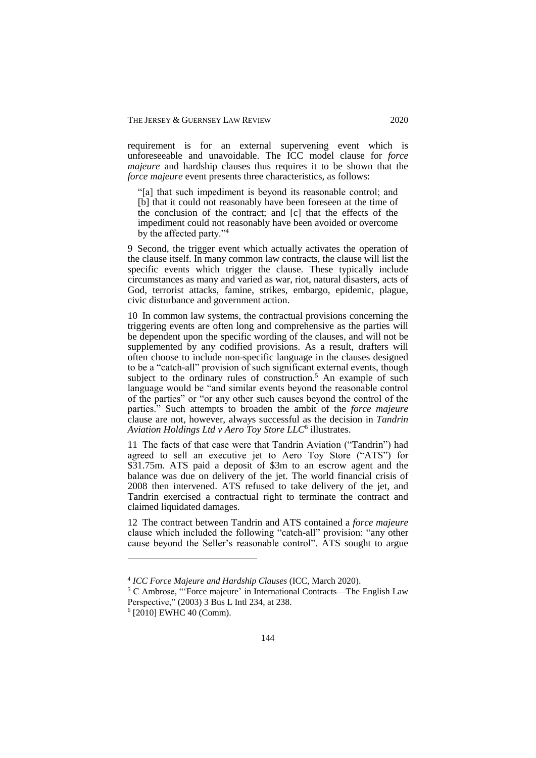requirement is for an external supervening event which is unforeseeable and unavoidable. The ICC model clause for *force majeure* and hardship clauses thus requires it to be shown that the *force majeure* event presents three characteristics, as follows:

> "[a] that such impediment is beyond its reasonable control; and [b] that it could not reasonably have been foreseen at the time of the conclusion of the contract; and [c] that the effects of the impediment could not reasonably have been avoided or overcome by the affected party."[4]

9 Second, the trigger event which actually activates the operation of the clause itself. In many common law contracts, the clause will list the specific events which trigger the clause. These typically include circumstances as many and varied as war, riot, natural disasters, acts of God, terrorist attacks, famine, strikes, embargo, epidemic, plague, civic disturbance and government action.

10 In common law systems, the contractual provisions concerning the triggering events are often long and comprehensive as the parties will be dependent upon the specific wording of the clauses, and will not be supplemented by any codified provisions. As a result, drafters will often choose to include non-specific language in the clauses designed to be a "catch-all" provision of such significant external events, though subject to the ordinary rules of construction.[5] An example of such language would be "and similar events beyond the reasonable control of the parties" or "or any other such causes beyond the control of the parties." Such attempts to broaden the ambit of the *force majeure* clause are not, however, always successful as the decision in *Tandrin Aviation Holdings Ltd v Aero Toy Store LLC*[6] illustrates.

11 The facts of that case were that Tandrin Aviation ("Tandrin") had agreed to sell an executive jet to Aero Toy Store ("ATS") for \$31.75m. ATS paid a deposit of \$3m to an escrow agent and the balance was due on delivery of the jet. The world financial crisis of 2008 then intervened. ATS refused to take delivery of the jet, and Tandrin exercised a contractual right to terminate the contract and claimed liquidated damages.

12 The contract between Tandrin and ATS contained a *force majeure* clause which included the following "catch-all" provision: "any other cause beyond the Seller's reasonable control". ATS sought to argue

---

[4] *ICC Force Majeure and Hardship Clauses* (ICC, March 2020).

[5] C Ambrose, "'Force majeure' in International Contracts—The English Law Perspective," (2003) 3 Bus L Intl 234, at 238.

[6] [2010] EWHC 40 (Comm).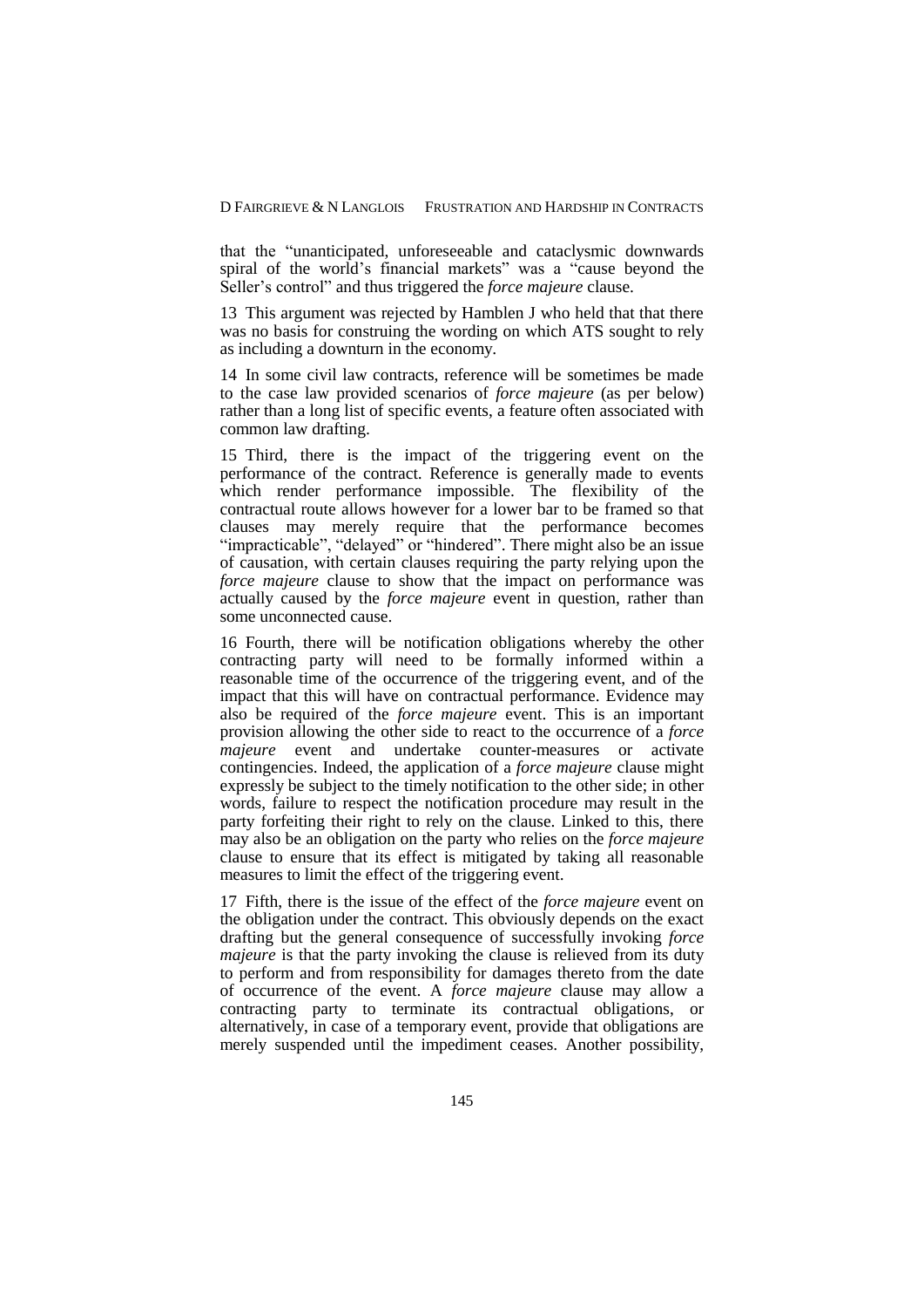that the "unanticipated, unforeseeable and cataclysmic downwards spiral of the world's financial markets" was a "cause beyond the Seller's control" and thus triggered the *force majeure* clause.

13 This argument was rejected by Hamblen J who held that that there was no basis for construing the wording on which ATS sought to rely as including a downturn in the economy.

14 In some civil law contracts, reference will be sometimes be made to the case law provided scenarios of *force majeure* (as per below) rather than a long list of specific events, a feature often associated with common law drafting.

15 Third, there is the impact of the triggering event on the performance of the contract. Reference is generally made to events which render performance impossible. The flexibility of the contractual route allows however for a lower bar to be framed so that clauses may merely require that the performance becomes "impracticable", "delayed" or "hindered". There might also be an issue of causation, with certain clauses requiring the party relying upon the *force majeure* clause to show that the impact on performance was actually caused by the *force majeure* event in question, rather than some unconnected cause.

16 Fourth, there will be notification obligations whereby the other contracting party will need to be formally informed within a reasonable time of the occurrence of the triggering event, and of the impact that this will have on contractual performance. Evidence may also be required of the *force majeure* event. This is an important provision allowing the other side to react to the occurrence of a *force majeure* event and undertake counter-measures or activate contingencies. Indeed, the application of a *force majeure* clause might expressly be subject to the timely notification to the other side; in other words, failure to respect the notification procedure may result in the party forfeiting their right to rely on the clause. Linked to this, there may also be an obligation on the party who relies on the *force majeure* clause to ensure that its effect is mitigated by taking all reasonable measures to limit the effect of the triggering event.

17 Fifth, there is the issue of the effect of the *force majeure* event on the obligation under the contract. This obviously depends on the exact drafting but the general consequence of successfully invoking *force majeure* is that the party invoking the clause is relieved from its duty to perform and from responsibility for damages thereto from the date of occurrence of the event. A *force majeure* clause may allow a contracting party to terminate its contractual obligations, or alternatively, in case of a temporary event, provide that obligations are merely suspended until the impediment ceases. Another possibility,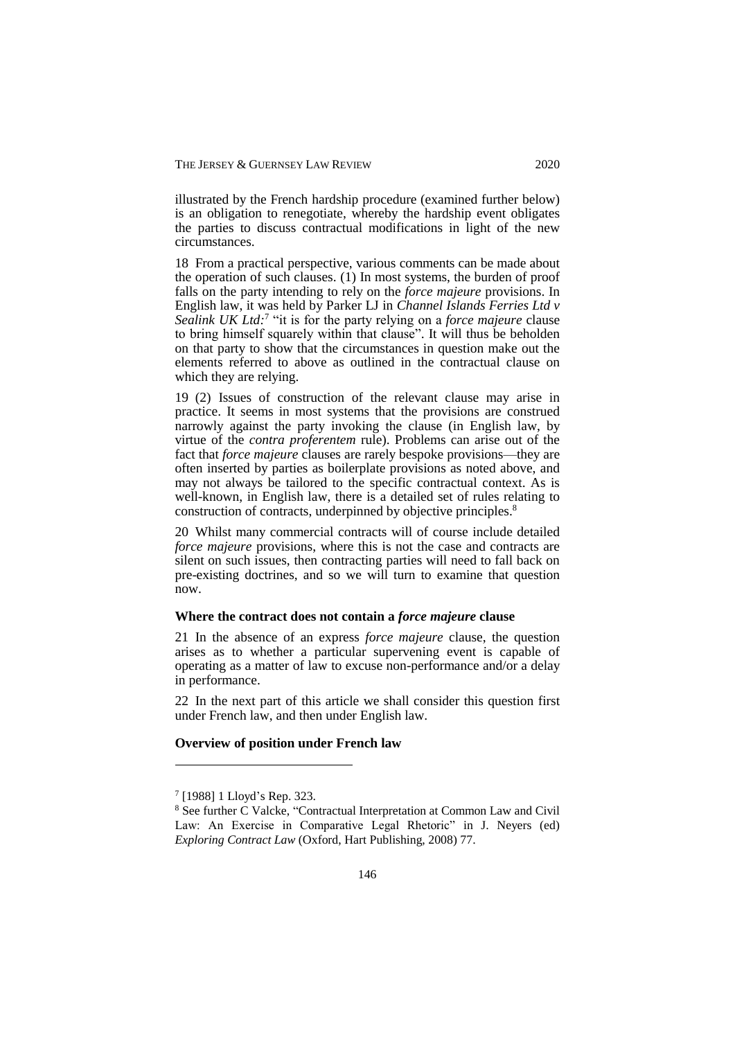illustrated by the French hardship procedure (examined further below) is an obligation to renegotiate, whereby the hardship event obligates the parties to discuss contractual modifications in light of the new circumstances.

18 From a practical perspective, various comments can be made about the operation of such clauses. (1) In most systems, the burden of proof falls on the party intending to rely on the *force majeure* provisions. In English law, it was held by Parker LJ in *Channel Islands Ferries Ltd v Sealink UK Ltd*:[7] "it is for the party relying on a *force majeure* clause to bring himself squarely within that clause". It will thus be beholden on that party to show that the circumstances in question make out the elements referred to above as outlined in the contractual clause on which they are relying.

19 (2) Issues of construction of the relevant clause may arise in practice. It seems in most systems that the provisions are construed narrowly against the party invoking the clause (in English law, by virtue of the *contra proferentem* rule). Problems can arise out of the fact that *force majeure* clauses are rarely bespoke provisions—they are often inserted by parties as boilerplate provisions as noted above, and may not always be tailored to the specific contractual context. As is well-known, in English law, there is a detailed set of rules relating to construction of contracts, underpinned by objective principles.[8]

20 Whilst many commercial contracts will of course include detailed *force majeure* provisions, where this is not the case and contracts are silent on such issues, then contracting parties will need to fall back on pre-existing doctrines, and so we will turn to examine that question now.

### Where the contract does not contain a *force majeure* clause

21 In the absence of an express *force majeure* clause, the question arises as to whether a particular supervening event is capable of operating as a matter of law to excuse non-performance and/or a delay in performance.

22 In the next part of this article we shall consider this question first under French law, and then under English law.

### Overview of position under French law

---

[7] [1988] 1 Lloyd's Rep. 323.

[8] See further C Valcke, "Contractual Interpretation at Common Law and Civil Law: An Exercise in Comparative Legal Rhetoric" in J. Neyers (ed) *Exploring Contract Law* (Oxford, Hart Publishing, 2008) 77.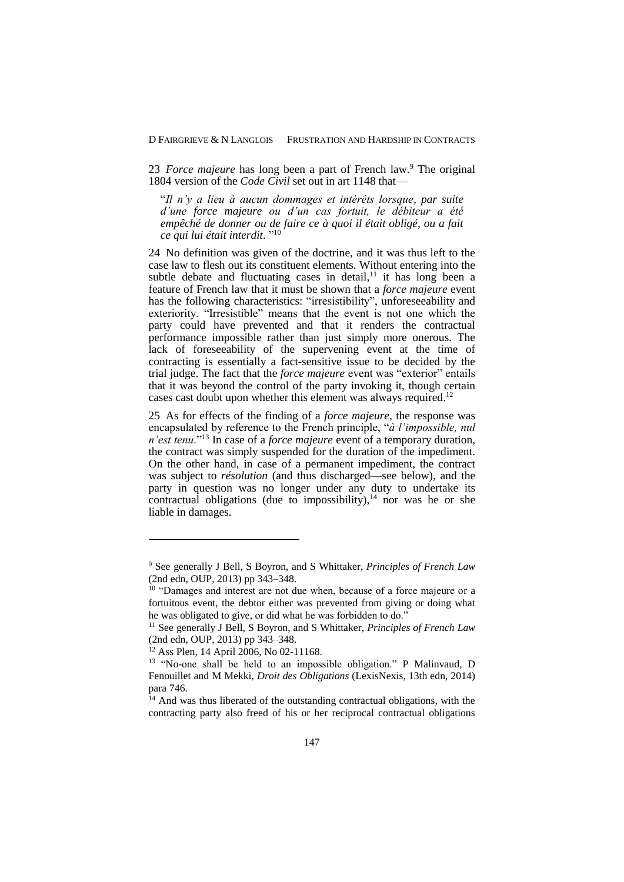23 *Force majeure* has long been a part of French law.[9] The original 1804 version of the *Code Civil* set out in art 1148 that—

> "*Il n'y a lieu à aucun dommages et intérêts lorsque, par suite d'une force majeure ou d'un cas fortuit, le débiteur a été empêché de donner ou de faire ce à quoi il était obligé, ou a fait ce qui lui était interdit.* "[10]

24 No definition was given of the doctrine, and it was thus left to the case law to flesh out its constituent elements. Without entering into the subtle debate and fluctuating cases in detail,[11] it has long been a feature of French law that it must be shown that a *force majeure* event has the following characteristics: "irresistibility", unforeseeability and exteriority. "Irresistible" means that the event is not one which the party could have prevented and that it renders the contractual performance impossible rather than just simply more onerous. The lack of foreseeability of the supervening event at the time of contracting is essentially a fact-sensitive issue to be decided by the trial judge. The fact that the *force majeure* event was "exterior" entails that it was beyond the control of the party invoking it, though certain cases cast doubt upon whether this element was always required.[12]

25 As for effects of the finding of a *force majeure*, the response was encapsulated by reference to the French principle, "*à l'impossible, nul n'est tenu*."[13] In case of a *force majeure* event of a temporary duration, the contract was simply suspended for the duration of the impediment. On the other hand, in case of a permanent impediment, the contract was subject to *résolution* (and thus discharged—see below), and the party in question was no longer under any duty to undertake its contractual obligations (due to impossibility),[14] nor was he or she liable in damages.

---

[9] See generally J Bell, S Boyron, and S Whittaker, *Principles of French Law* (2nd edn, OUP, 2013) pp 343–348.

[10] "Damages and interest are not due when, because of a force majeure or a fortuitous event, the debtor either was prevented from giving or doing what he was obligated to give, or did what he was forbidden to do."

[11] See generally J Bell, S Boyron, and S Whittaker, *Principles of French Law* (2nd edn, OUP, 2013) pp 343–348.

[12] Ass Plen, 14 April 2006, No 02-11168.

[13] "No-one shall be held to an impossible obligation." P Malinvaud, D Fenouillet and M Mekki, *Droit des Obligations* (LexisNexis, 13th edn, 2014) para 746.

[14] And was thus liberated of the outstanding contractual obligations, with the contracting party also freed of his or her reciprocal contractual obligations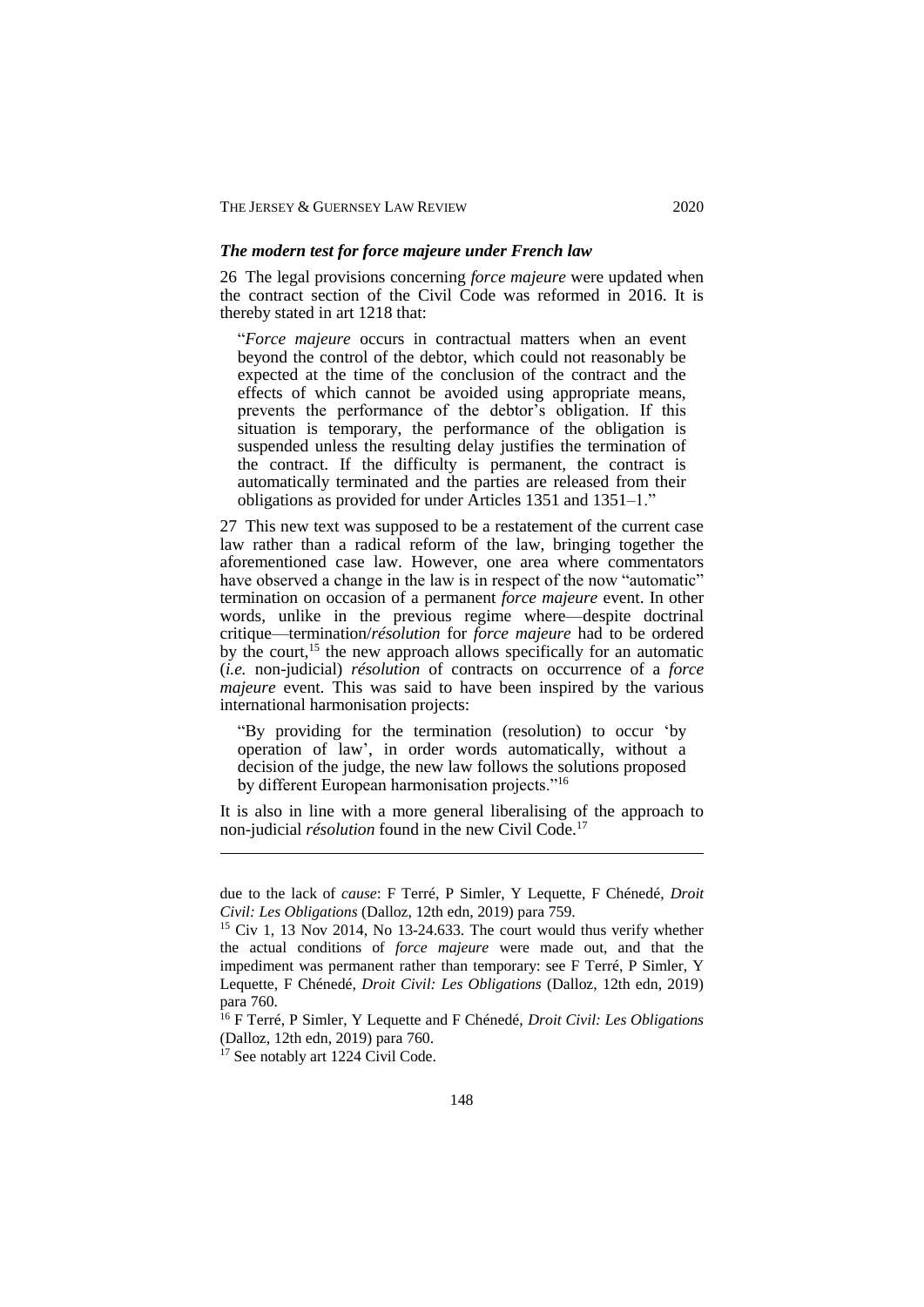### *The modern test for force majeure under French law*

26 The legal provisions concerning *force majeure* were updated when the contract section of the Civil Code was reformed in 2016. It is thereby stated in art 1218 that:

> "*Force majeure* occurs in contractual matters when an event beyond the control of the debtor, which could not reasonably be expected at the time of the conclusion of the contract and the effects of which cannot be avoided using appropriate means, prevents the performance of the debtor's obligation. If this situation is temporary, the performance of the obligation is suspended unless the resulting delay justifies the termination of the contract. If the difficulty is permanent, the contract is automatically terminated and the parties are released from their obligations as provided for under Articles 1351 and 1351–1."

27 This new text was supposed to be a restatement of the current case law rather than a radical reform of the law, bringing together the aforementioned case law. However, one area where commentators have observed a change in the law is in respect of the now "automatic" termination on occasion of a permanent *force majeure* event. In other words, unlike in the previous regime where—despite doctrinal critique—termination/*résolution* for *force majeure* had to be ordered by the court,[15] the new approach allows specifically for an automatic (*i.e.* non-judicial) *résolution* of contracts on occurrence of a *force majeure* event. This was said to have been inspired by the various international harmonisation projects:

> "By providing for the termination (resolution) to occur 'by operation of law', in order words automatically, without a decision of the judge, the new law follows the solutions proposed by different European harmonisation projects."[16]

It is also in line with a more general liberalising of the approach to non-judicial *résolution* found in the new Civil Code.[17]

---

due to the lack of *cause*: F Terré, P Simler, Y Lequette, F Chénedé, *Droit Civil: Les Obligations* (Dalloz, 12th edn, 2019) para 759.

[15] Civ 1, 13 Nov 2014, No 13-24.633. The court would thus verify whether the actual conditions of *force majeure* were made out, and that the impediment was permanent rather than temporary: see F Terré, P Simler, Y Lequette, F Chénedé, *Droit Civil: Les Obligations* (Dalloz, 12th edn, 2019) para 760.

[16] F Terré, P Simler, Y Lequette and F Chénedé, *Droit Civil: Les Obligations* (Dalloz, 12th edn, 2019) para 760.

[17] See notably art 1224 Civil Code.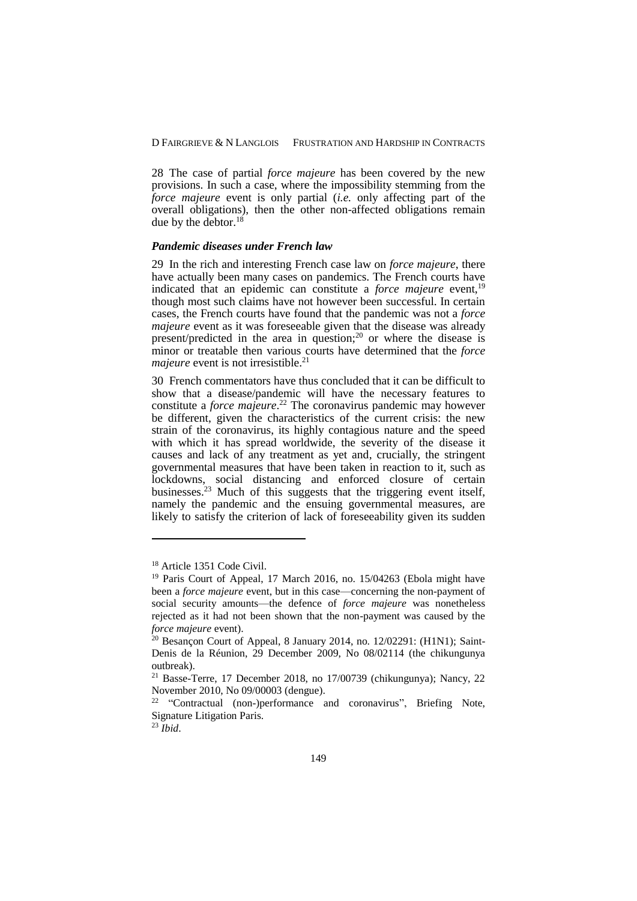28 The case of partial *force majeure* has been covered by the new provisions. In such a case, where the impossibility stemming from the *force majeure* event is only partial (*i.e.* only affecting part of the overall obligations), then the other non-affected obligations remain due by the debtor.[18]

### *Pandemic diseases under French law*

29 In the rich and interesting French case law on *force majeure*, there have actually been many cases on pandemics. The French courts have indicated that an epidemic can constitute a *force majeure* event,[19] though most such claims have not however been successful. In certain cases, the French courts have found that the pandemic was not a *force majeure* event as it was foreseeable given that the disease was already present/predicted in the area in question;[20] or where the disease is minor or treatable then various courts have determined that the *force majeure* event is not irresistible.[21]

30 French commentators have thus concluded that it can be difficult to show that a disease/pandemic will have the necessary features to constitute a *force majeure*.[22] The coronavirus pandemic may however be different, given the characteristics of the current crisis: the new strain of the coronavirus, its highly contagious nature and the speed with which it has spread worldwide, the severity of the disease it causes and lack of any treatment as yet and, crucially, the stringent governmental measures that have been taken in reaction to it, such as lockdowns, social distancing and enforced closure of certain businesses.[23] Much of this suggests that the triggering event itself, namely the pandemic and the ensuing governmental measures, are likely to satisfy the criterion of lack of foreseeability given its sudden

---

[18] Article 1351 Code Civil.

[19] Paris Court of Appeal, 17 March 2016, no. 15/04263 (Ebola might have been a *force majeure* event, but in this case—concerning the non-payment of social security amounts—the defence of *force majeure* was nonetheless rejected as it had not been shown that the non-payment was caused by the *force majeure* event).

[20] Besançon Court of Appeal, 8 January 2014, no. 12/02291: (H1N1); Saint-Denis de la Réunion, 29 December 2009, No 08/02114 (the chikungunya outbreak).

[21] Basse-Terre, 17 December 2018, no 17/00739 (chikungunya); Nancy, 22 November 2010, No 09/00003 (dengue).

[22] "Contractual (non-)performance and coronavirus", Briefing Note, Signature Litigation Paris.

[23] *Ibid*.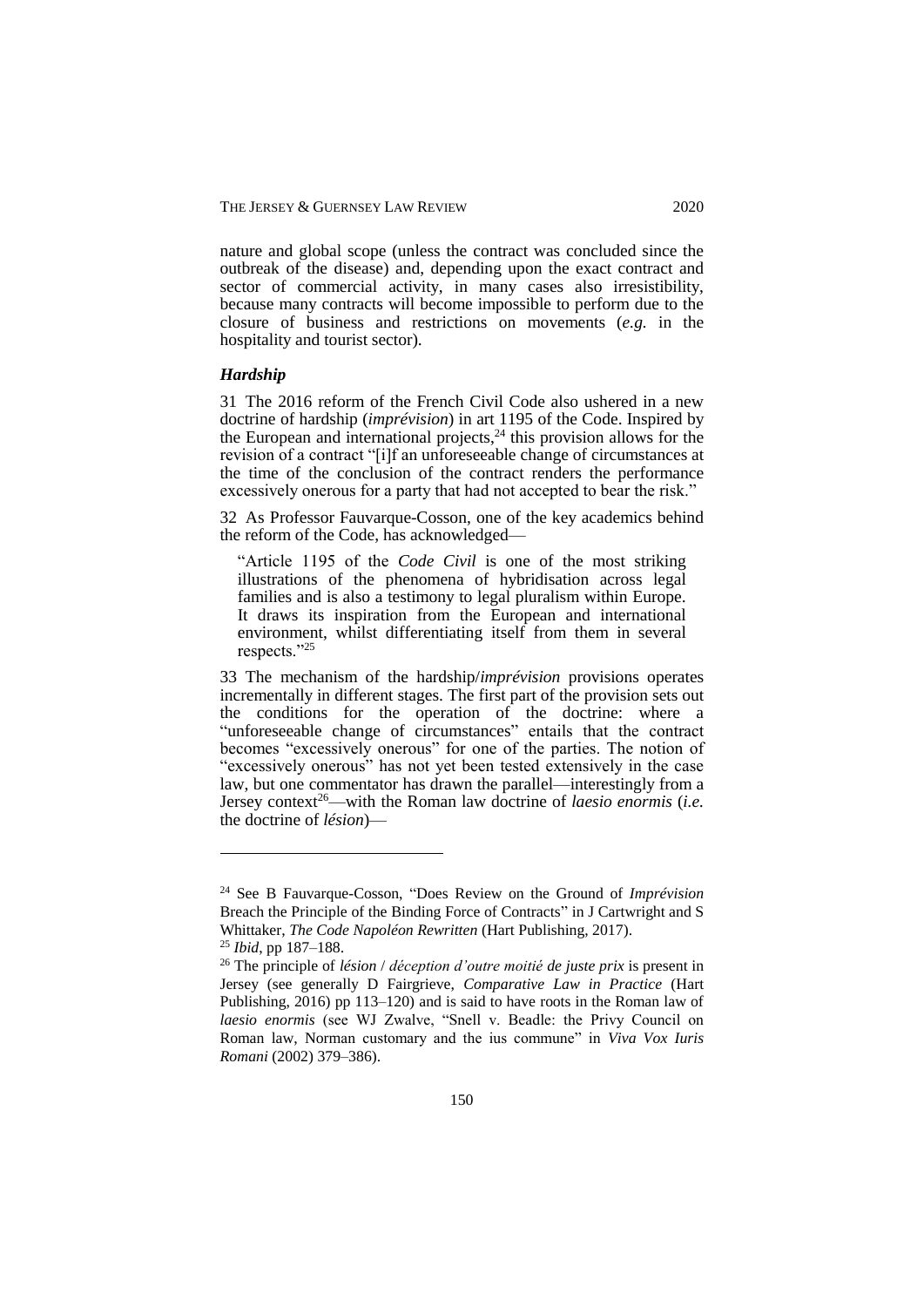nature and global scope (unless the contract was concluded since the outbreak of the disease) and, depending upon the exact contract and sector of commercial activity, in many cases also irresistibility, because many contracts will become impossible to perform due to the closure of business and restrictions on movements (*e.g.* in the hospitality and tourist sector).

### *Hardship*

31 The 2016 reform of the French Civil Code also ushered in a new doctrine of hardship (*imprévision*) in art 1195 of the Code. Inspired by the European and international projects,[24] this provision allows for the revision of a contract "[i]f an unforeseeable change of circumstances at the time of the conclusion of the contract renders the performance excessively onerous for a party that had not accepted to bear the risk."

32 As Professor Fauvarque-Cosson, one of the key academics behind the reform of the Code, has acknowledged—

> "Article 1195 of the *Code Civil* is one of the most striking illustrations of the phenomena of hybridisation across legal families and is also a testimony to legal pluralism within Europe. It draws its inspiration from the European and international environment, whilst differentiating itself from them in several respects."[25]

33 The mechanism of the hardship/*imprévision* provisions operates incrementally in different stages. The first part of the provision sets out the conditions for the operation of the doctrine: where a "unforeseeable change of circumstances" entails that the contract becomes "excessively onerous" for one of the parties. The notion of "excessively onerous" has not yet been tested extensively in the case law, but one commentator has drawn the parallel—interestingly from a Jersey context[26]—with the Roman law doctrine of *laesio enormis* (*i.e.* the doctrine of *lésion*)—

---

[24] See B Fauvarque-Cosson, "Does Review on the Ground of *Imprévision* Breach the Principle of the Binding Force of Contracts" in J Cartwright and S Whittaker, *The Code Napoléon Rewritten* (Hart Publishing, 2017).

[25] *Ibid*, pp 187–188.

[26] The principle of *lésion* / *déception d'outre moitié de juste prix* is present in Jersey (see generally D Fairgrieve, *Comparative Law in Practice* (Hart Publishing, 2016) pp 113–120) and is said to have roots in the Roman law of *laesio enormis* (see WJ Zwalve, "Snell v. Beadle: the Privy Council on Roman law, Norman customary and the ius commune" in *Viva Vox Iuris Romani* (2002) 379–386).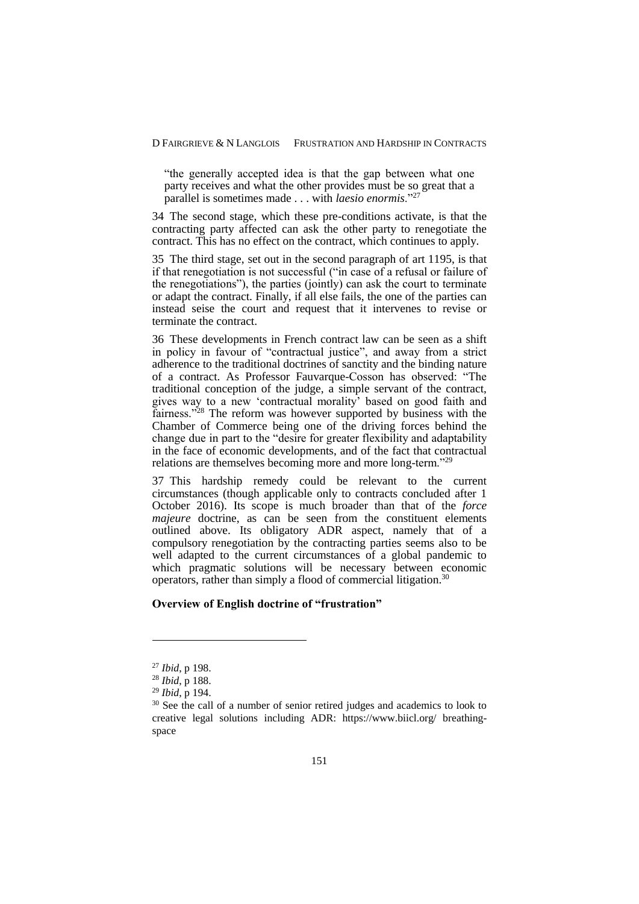"the generally accepted idea is that the gap between what one party receives and what the other provides must be so great that a parallel is sometimes made . . . with *laesio enormis*."[27]

34 The second stage, which these pre-conditions activate, is that the contracting party affected can ask the other party to renegotiate the contract. This has no effect on the contract, which continues to apply.

35 The third stage, set out in the second paragraph of art 1195, is that if that renegotiation is not successful ("in case of a refusal or failure of the renegotiations"), the parties (jointly) can ask the court to terminate or adapt the contract. Finally, if all else fails, the one of the parties can instead seise the court and request that it intervenes to revise or terminate the contract.

36 These developments in French contract law can be seen as a shift in policy in favour of "contractual justice", and away from a strict adherence to the traditional doctrines of sanctity and the binding nature of a contract. As Professor Fauvarque-Cosson has observed: "The traditional conception of the judge, a simple servant of the contract, gives way to a new 'contractual morality' based on good faith and fairness."[28] The reform was however supported by business with the Chamber of Commerce being one of the driving forces behind the change due in part to the "desire for greater flexibility and adaptability in the face of economic developments, and of the fact that contractual relations are themselves becoming more and more long-term."[29]

37 This hardship remedy could be relevant to the current circumstances (though applicable only to contracts concluded after 1 October 2016). Its scope is much broader than that of the *force majeure* doctrine, as can be seen from the constituent elements outlined above. Its obligatory ADR aspect, namely that of a compulsory renegotiation by the contracting parties seems also to be well adapted to the current circumstances of a global pandemic to which pragmatic solutions will be necessary between economic operators, rather than simply a flood of commercial litigation.[30]

**Overview of English doctrine of "frustration"**

---

[27] *Ibid*, p 198.

[28] *Ibid*, p 188.

[29] *Ibid*, p 194.

[30] See the call of a number of senior retired judges and academics to look to creative legal solutions including ADR: https://www.biicl.org/ breathing-space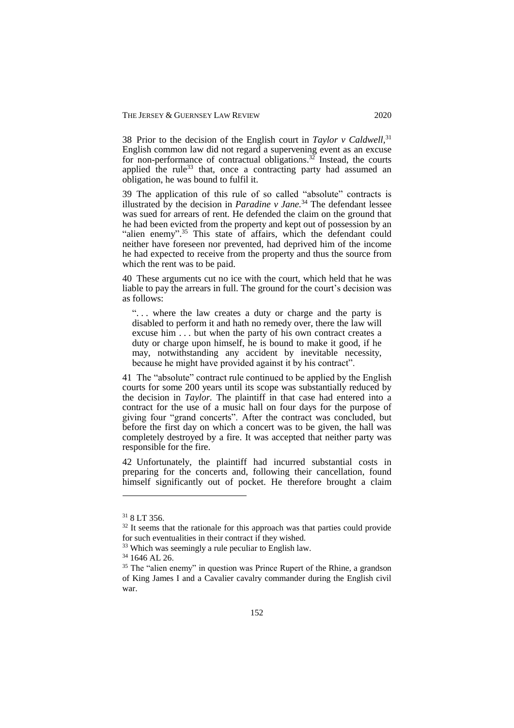38 Prior to the decision of the English court in *Taylor v Caldwell*,[31] English common law did not regard a supervening event as an excuse for non-performance of contractual obligations.[32] Instead, the courts applied the rule[33] that, once a contracting party had assumed an obligation, he was bound to fulfil it.

39 The application of this rule of so called "absolute" contracts is illustrated by the decision in *Paradine v Jane.*[34] The defendant lessee was sued for arrears of rent. He defended the claim on the ground that he had been evicted from the property and kept out of possession by an "alien enemy".[35] This state of affairs, which the defendant could neither have foreseen nor prevented, had deprived him of the income he had expected to receive from the property and thus the source from which the rent was to be paid.

40 These arguments cut no ice with the court, which held that he was liable to pay the arrears in full. The ground for the court's decision was as follows:

> ". . . where the law creates a duty or charge and the party is disabled to perform it and hath no remedy over, there the law will excuse him . . . but when the party of his own contract creates a duty or charge upon himself, he is bound to make it good, if he may, notwithstanding any accident by inevitable necessity, because he might have provided against it by his contract".

41 The "absolute" contract rule continued to be applied by the English courts for some 200 years until its scope was substantially reduced by the decision in *Taylor.* The plaintiff in that case had entered into a contract for the use of a music hall on four days for the purpose of giving four "grand concerts". After the contract was concluded, but before the first day on which a concert was to be given, the hall was completely destroyed by a fire. It was accepted that neither party was responsible for the fire.

42 Unfortunately, the plaintiff had incurred substantial costs in preparing for the concerts and, following their cancellation, found himself significantly out of pocket. He therefore brought a claim

---

[31] 8 LT 356.

[32] It seems that the rationale for this approach was that parties could provide for such eventualities in their contract if they wished.

[33] Which was seemingly a rule peculiar to English law.

[34] 1646 AL 26.

[35] The "alien enemy" in question was Prince Rupert of the Rhine, a grandson of King James I and a Cavalier cavalry commander during the English civil war.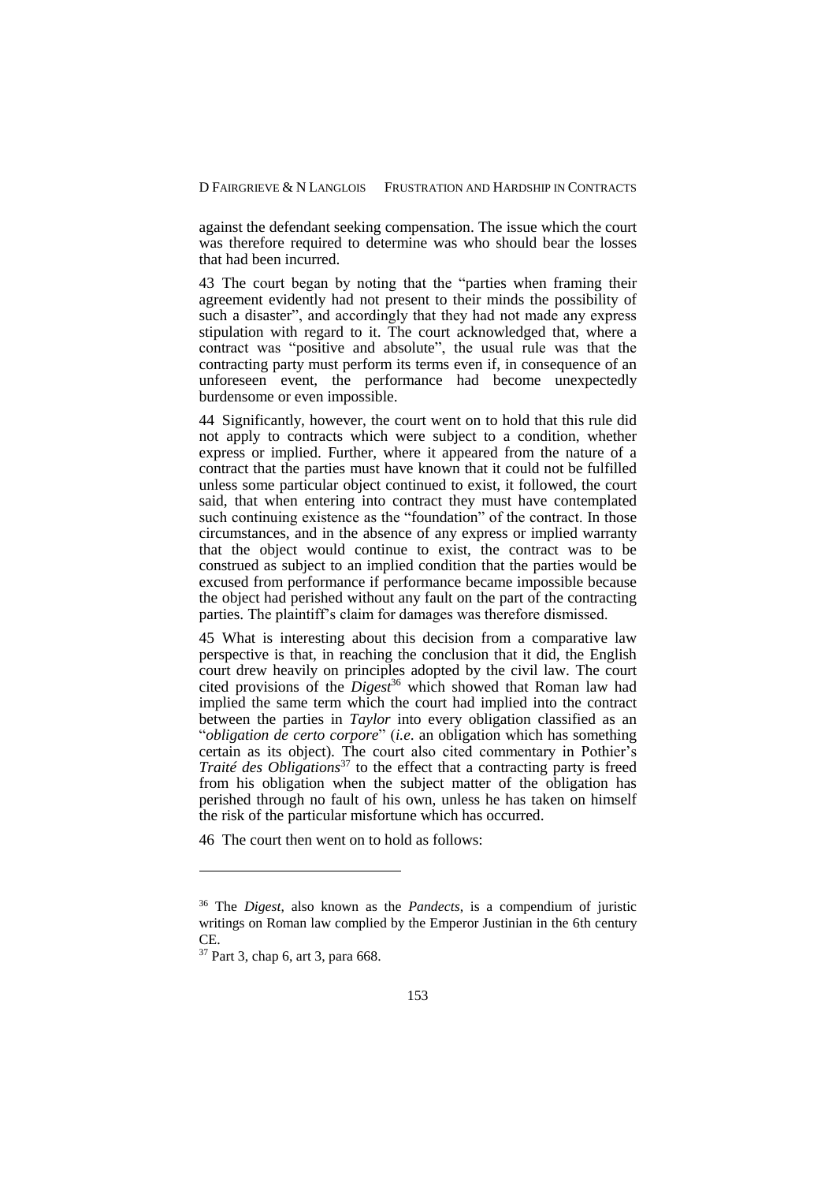against the defendant seeking compensation. The issue which the court was therefore required to determine was who should bear the losses that had been incurred.

43 The court began by noting that the "parties when framing their agreement evidently had not present to their minds the possibility of such a disaster", and accordingly that they had not made any express stipulation with regard to it. The court acknowledged that, where a contract was "positive and absolute", the usual rule was that the contracting party must perform its terms even if, in consequence of an unforeseen event, the performance had become unexpectedly burdensome or even impossible.

44 Significantly, however, the court went on to hold that this rule did not apply to contracts which were subject to a condition, whether express or implied. Further, where it appeared from the nature of a contract that the parties must have known that it could not be fulfilled unless some particular object continued to exist, it followed, the court said, that when entering into contract they must have contemplated such continuing existence as the "foundation" of the contract. In those circumstances, and in the absence of any express or implied warranty that the object would continue to exist, the contract was to be construed as subject to an implied condition that the parties would be excused from performance if performance became impossible because the object had perished without any fault on the part of the contracting parties. The plaintiff's claim for damages was therefore dismissed.

45 What is interesting about this decision from a comparative law perspective is that, in reaching the conclusion that it did, the English court drew heavily on principles adopted by the civil law. The court cited provisions of the *Digest*[36] which showed that Roman law had implied the same term which the court had implied into the contract between the parties in *Taylor* into every obligation classified as an "*obligation de certo corpore*" (*i.e.* an obligation which has something certain as its object). The court also cited commentary in Pothier's *Traité des Obligations*[37] to the effect that a contracting party is freed from his obligation when the subject matter of the obligation has perished through no fault of his own, unless he has taken on himself the risk of the particular misfortune which has occurred.

46 The court then went on to hold as follows:

---

[36] The *Digest*, also known as the *Pandects*, is a compendium of juristic writings on Roman law complied by the Emperor Justinian in the 6th century CE.

[37] Part 3, chap 6, art 3, para 668.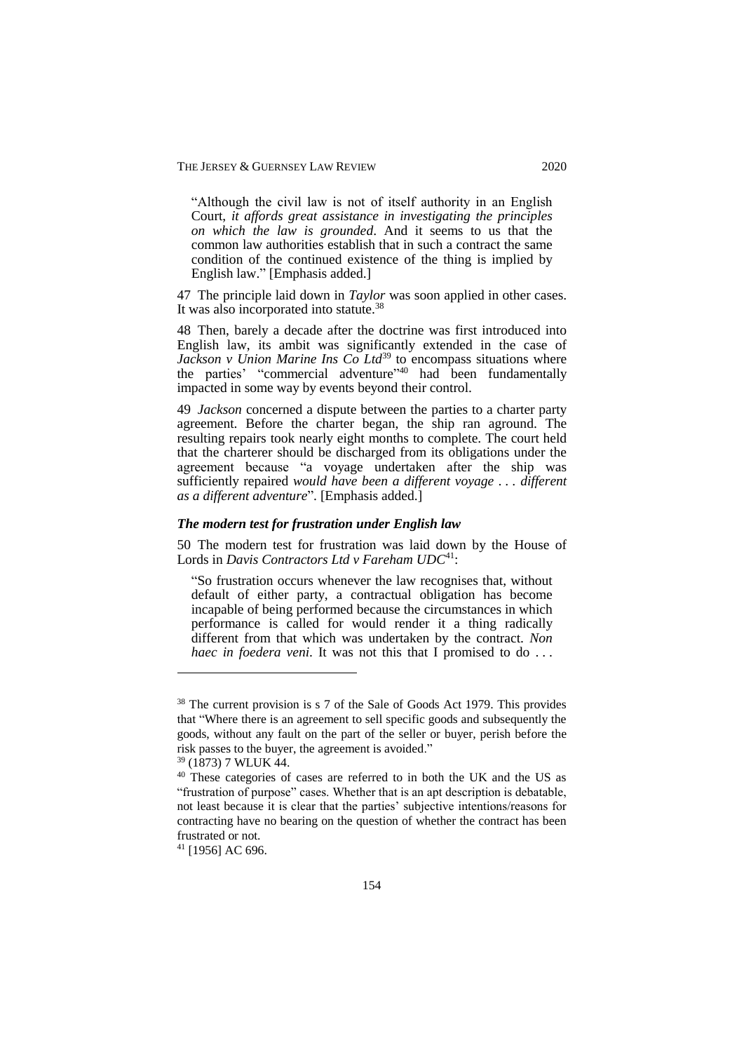> "Although the civil law is not of itself authority in an English Court, *it affords great assistance in investigating the principles on which the law is grounded*. And it seems to us that the common law authorities establish that in such a contract the same condition of the continued existence of the thing is implied by English law." [Emphasis added.]

47 The principle laid down in *Taylor* was soon applied in other cases. It was also incorporated into statute.[38]

48 Then, barely a decade after the doctrine was first introduced into English law, its ambit was significantly extended in the case of *Jackson v Union Marine Ins Co Ltd*[39] to encompass situations where the parties' "commercial adventure"[40] had been fundamentally impacted in some way by events beyond their control.

49 *Jackson* concerned a dispute between the parties to a charter party agreement. Before the charter began, the ship ran aground. The resulting repairs took nearly eight months to complete. The court held that the charterer should be discharged from its obligations under the agreement because "a voyage undertaken after the ship was sufficiently repaired *would have been a different voyage . . . different as a different adventure*". [Emphasis added.]

### *The modern test for frustration under English law*

50 The modern test for frustration was laid down by the House of Lords in *Davis Contractors Ltd v Fareham UDC*[41]:

> "So frustration occurs whenever the law recognises that, without default of either party, a contractual obligation has become incapable of being performed because the circumstances in which performance is called for would render it a thing radically different from that which was undertaken by the contract. *Non haec in foedera veni*. It was not this that I promised to do . . .

---

[38] The current provision is s 7 of the Sale of Goods Act 1979. This provides that "Where there is an agreement to sell specific goods and subsequently the goods, without any fault on the part of the seller or buyer, perish before the risk passes to the buyer, the agreement is avoided."

[39] (1873) 7 WLUK 44.

[40] These categories of cases are referred to in both the UK and the US as "frustration of purpose" cases. Whether that is an apt description is debatable, not least because it is clear that the parties' subjective intentions/reasons for contracting have no bearing on the question of whether the contract has been frustrated or not.

[41] [1956] AC 696.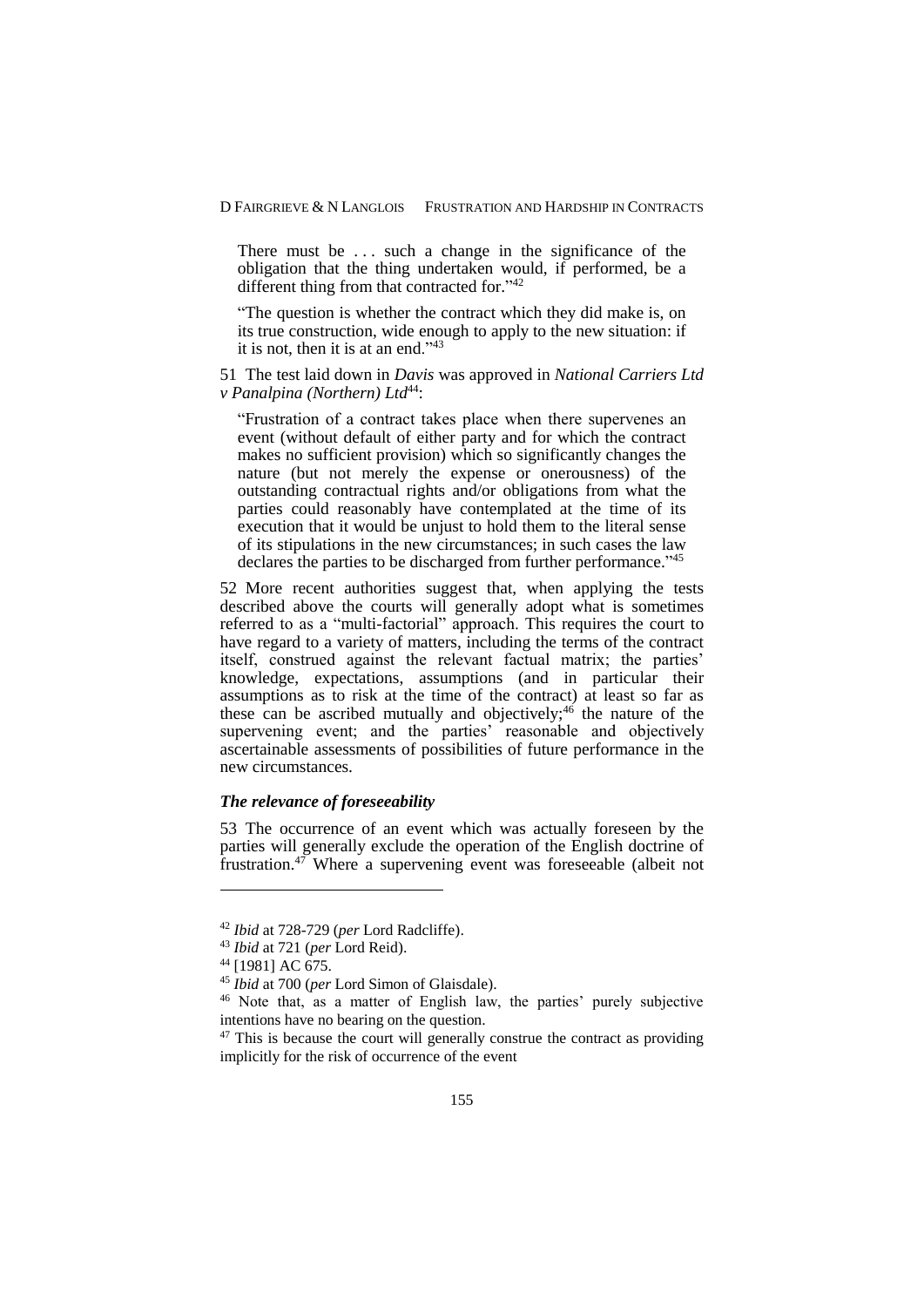There must be . . . such a change in the significance of the obligation that the thing undertaken would, if performed, be a different thing from that contracted for."[42]

"The question is whether the contract which they did make is, on its true construction, wide enough to apply to the new situation: if it is not, then it is at an end."[43]

51 The test laid down in *Davis* was approved in *National Carriers Ltd v Panalpina (Northern) Ltd*[44]:

"Frustration of a contract takes place when there supervenes an event (without default of either party and for which the contract makes no sufficient provision) which so significantly changes the nature (but not merely the expense or onerousness) of the outstanding contractual rights and/or obligations from what the parties could reasonably have contemplated at the time of its execution that it would be unjust to hold them to the literal sense of its stipulations in the new circumstances; in such cases the law declares the parties to be discharged from further performance."[45]

52 More recent authorities suggest that, when applying the tests described above the courts will generally adopt what is sometimes referred to as a "multi-factorial" approach. This requires the court to have regard to a variety of matters, including the terms of the contract itself, construed against the relevant factual matrix; the parties' knowledge, expectations, assumptions (and in particular their assumptions as to risk at the time of the contract) at least so far as these can be ascribed mutually and objectively;[46] the nature of the supervening event; and the parties' reasonable and objectively ascertainable assessments of possibilities of future performance in the new circumstances.

### *The relevance of foreseeability*

53 The occurrence of an event which was actually foreseen by the parties will generally exclude the operation of the English doctrine of frustration.[47] Where a supervening event was foreseeable (albeit not

---

[42] *Ibid* at 728-729 (*per* Lord Radcliffe).

[43] *Ibid* at 721 (*per* Lord Reid).

[44] [1981] AC 675.

[45] *Ibid* at 700 (*per* Lord Simon of Glaisdale).

[46] Note that, as a matter of English law, the parties' purely subjective intentions have no bearing on the question.

[47] This is because the court will generally construe the contract as providing implicitly for the risk of occurrence of the event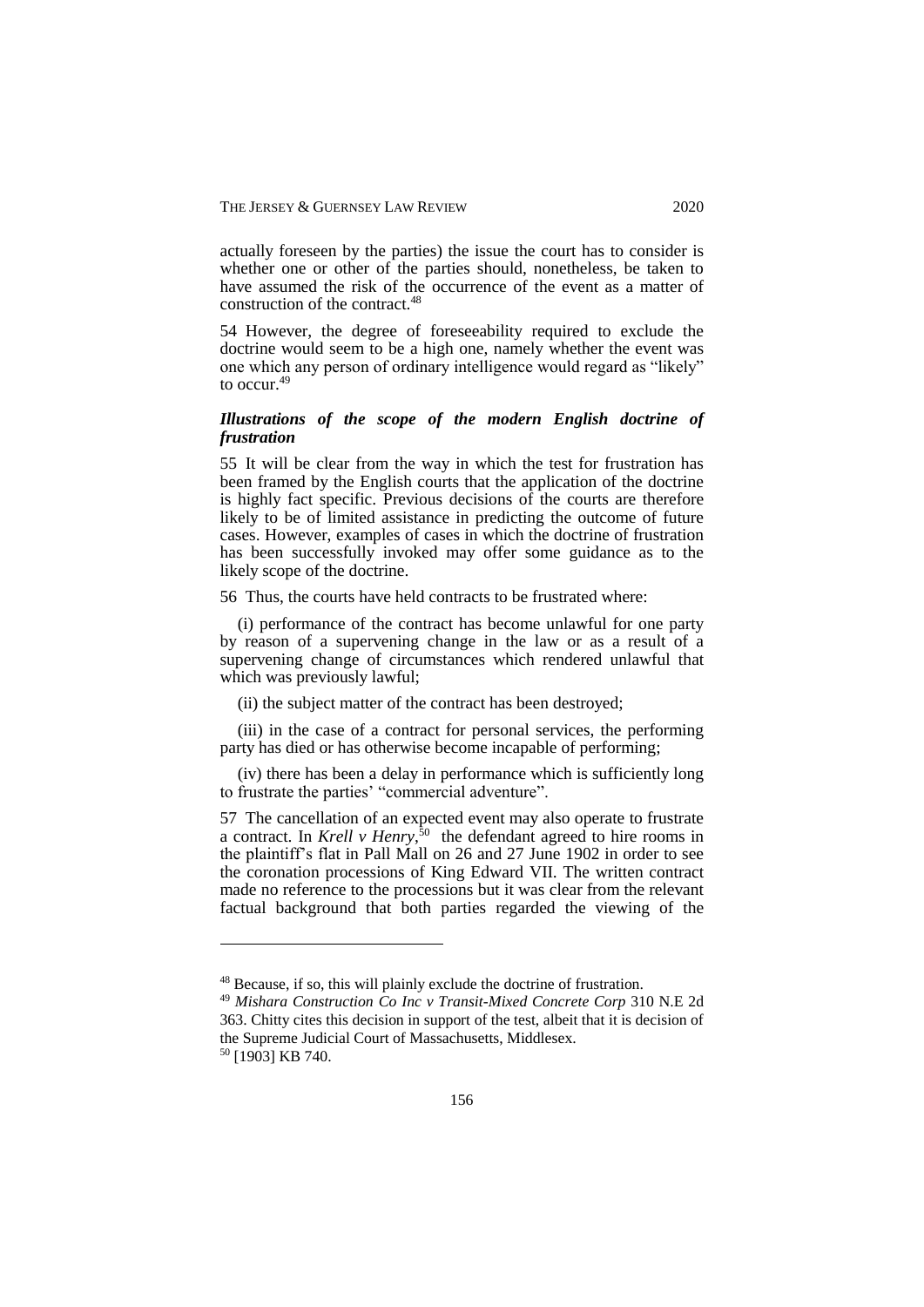actually foreseen by the parties) the issue the court has to consider is whether one or other of the parties should, nonetheless, be taken to have assumed the risk of the occurrence of the event as a matter of construction of the contract.[48]

54 However, the degree of foreseeability required to exclude the doctrine would seem to be a high one, namely whether the event was one which any person of ordinary intelligence would regard as "likely" to occur.[49]

### *Illustrations of the scope of the modern English doctrine of frustration*

55 It will be clear from the way in which the test for frustration has been framed by the English courts that the application of the doctrine is highly fact specific. Previous decisions of the courts are therefore likely to be of limited assistance in predicting the outcome of future cases. However, examples of cases in which the doctrine of frustration has been successfully invoked may offer some guidance as to the likely scope of the doctrine.

56 Thus, the courts have held contracts to be frustrated where:

(i) performance of the contract has become unlawful for one party by reason of a supervening change in the law or as a result of a supervening change of circumstances which rendered unlawful that which was previously lawful;

(ii) the subject matter of the contract has been destroyed;

(iii) in the case of a contract for personal services, the performing party has died or has otherwise become incapable of performing;

(iv) there has been a delay in performance which is sufficiently long to frustrate the parties' "commercial adventure".

57 The cancellation of an expected event may also operate to frustrate a contract. In *Krell v Henry*,[50] the defendant agreed to hire rooms in the plaintiff's flat in Pall Mall on 26 and 27 June 1902 in order to see the coronation processions of King Edward VII. The written contract made no reference to the processions but it was clear from the relevant factual background that both parties regarded the viewing of the

---

[48] Because, if so, this will plainly exclude the doctrine of frustration.

[49] *Mishara Construction Co Inc v Transit-Mixed Concrete Corp* 310 N.E 2d 363. Chitty cites this decision in support of the test, albeit that it is decision of the Supreme Judicial Court of Massachusetts, Middlesex.

[50] [1903] KB 740.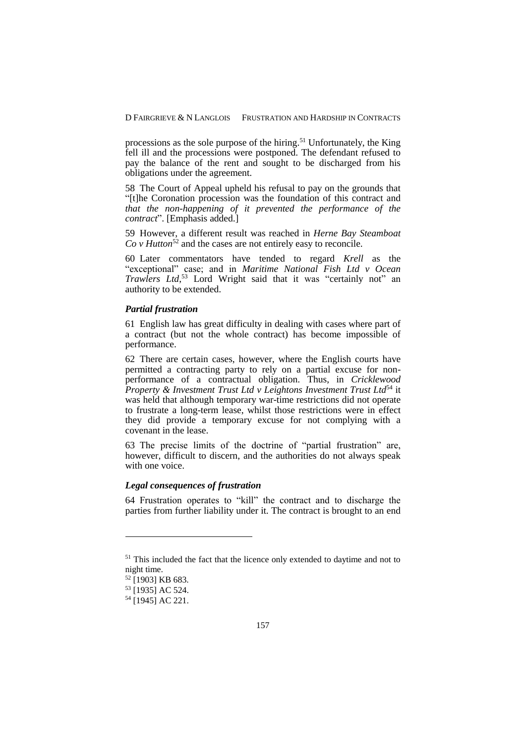processions as the sole purpose of the hiring.[51] Unfortunately, the King fell ill and the processions were postponed. The defendant refused to pay the balance of the rent and sought to be discharged from his obligations under the agreement.

58 The Court of Appeal upheld his refusal to pay on the grounds that "[t]he Coronation procession was the foundation of this contract and *that the non-happening of it prevented the performance of the contract*". [Emphasis added.]

59 However, a different result was reached in *Herne Bay Steamboat Co v Hutton*[52] and the cases are not entirely easy to reconcile.

60 Later commentators have tended to regard *Krell* as the "exceptional" case; and in *Maritime National Fish Ltd v Ocean Trawlers Ltd*,[53] Lord Wright said that it was "certainly not" an authority to be extended.

### *Partial frustration*

61 English law has great difficulty in dealing with cases where part of a contract (but not the whole contract) has become impossible of performance.

62 There are certain cases, however, where the English courts have permitted a contracting party to rely on a partial excuse for non-performance of a contractual obligation. Thus, in *Cricklewood Property & Investment Trust Ltd v Leightons Investment Trust Ltd*[54] it was held that although temporary war-time restrictions did not operate to frustrate a long-term lease, whilst those restrictions were in effect they did provide a temporary excuse for not complying with a covenant in the lease.

63 The precise limits of the doctrine of "partial frustration" are, however, difficult to discern, and the authorities do not always speak with one voice.

### *Legal consequences of frustration*

64 Frustration operates to "kill" the contract and to discharge the parties from further liability under it. The contract is brought to an end

---

[51] This included the fact that the licence only extended to daytime and not to night time.

[52] [1903] KB 683.

[53] [1935] AC 524.

[54] [1945] AC 221.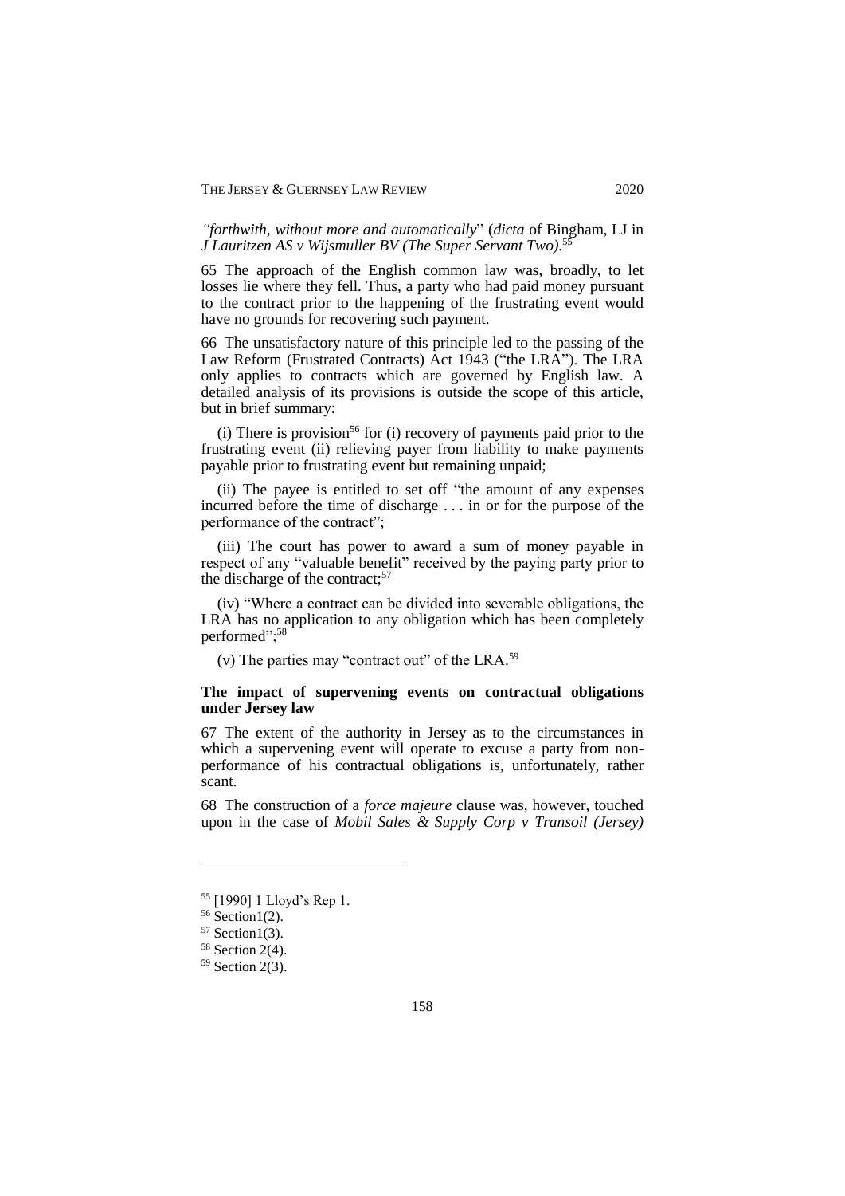*"forthwith, without more and automatically*" (*dicta* of Bingham, LJ in *J Lauritzen AS v Wijsmuller BV (The Super Servant Two)*.[55]

65 The approach of the English common law was, broadly, to let losses lie where they fell. Thus, a party who had paid money pursuant to the contract prior to the happening of the frustrating event would have no grounds for recovering such payment.

66 The unsatisfactory nature of this principle led to the passing of the Law Reform (Frustrated Contracts) Act 1943 ("the LRA"). The LRA only applies to contracts which are governed by English law. A detailed analysis of its provisions is outside the scope of this article, but in brief summary:

(i) There is provision[56] for (i) recovery of payments paid prior to the frustrating event (ii) relieving payer from liability to make payments payable prior to frustrating event but remaining unpaid;

(ii) The payee is entitled to set off "the amount of any expenses incurred before the time of discharge . . . in or for the purpose of the performance of the contract";

(iii) The court has power to award a sum of money payable in respect of any "valuable benefit" received by the paying party prior to the discharge of the contract;[57]

(iv) "Where a contract can be divided into severable obligations, the LRA has no application to any obligation which has been completely performed";[58]

(v) The parties may "contract out" of the LRA.[59]

### The impact of supervening events on contractual obligations under Jersey law

67 The extent of the authority in Jersey as to the circumstances in which a supervening event will operate to excuse a party from non-performance of his contractual obligations is, unfortunately, rather scant.

68 The construction of a *force majeure* clause was, however, touched upon in the case of *Mobil Sales & Supply Corp v Transoil (Jersey)*

---

[55] [1990] 1 Lloyd's Rep 1.

[56] Section1(2).

[57] Section1(3).

[58] Section 2(4).

[59] Section 2(3).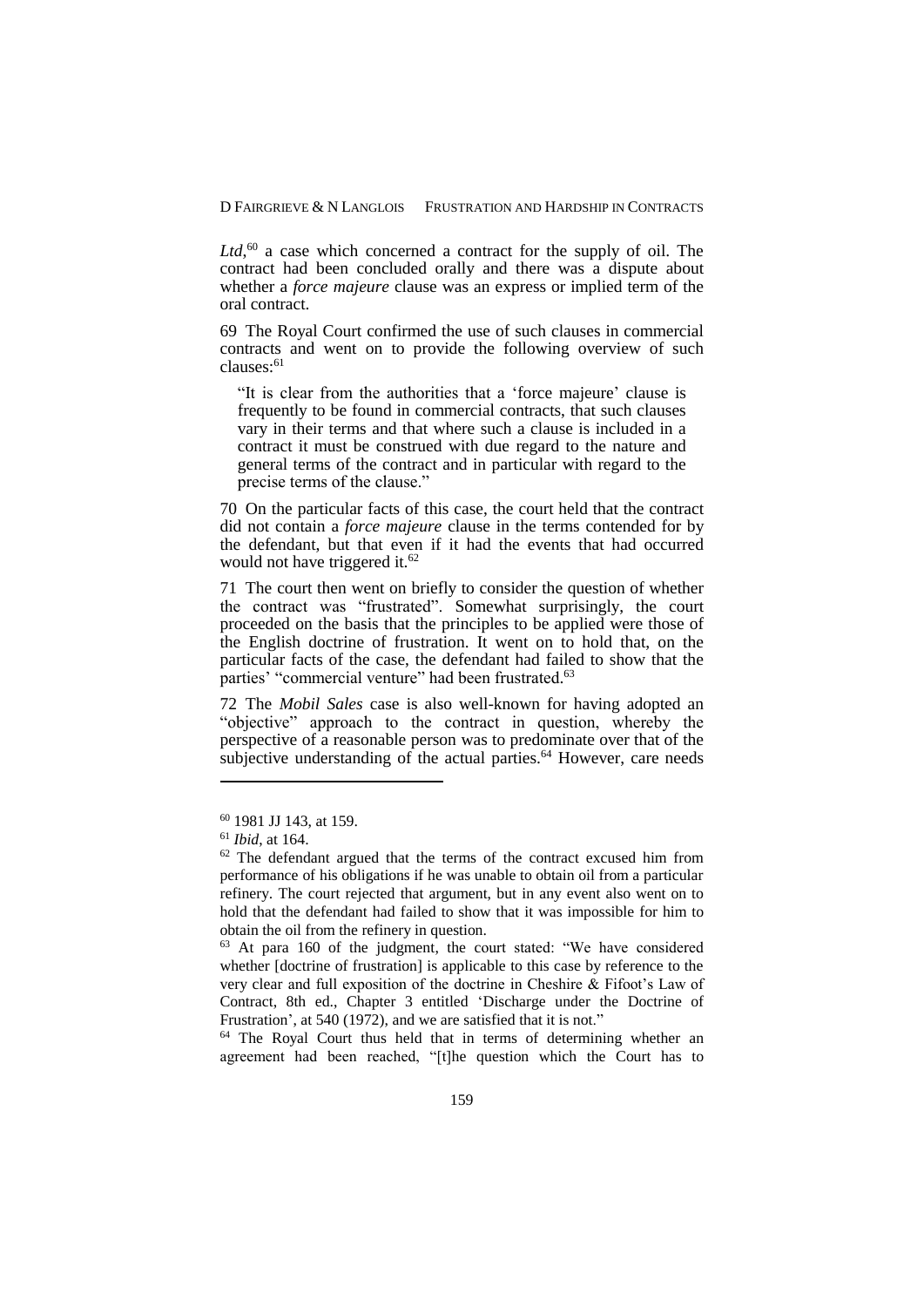*Ltd*,[60] a case which concerned a contract for the supply of oil. The contract had been concluded orally and there was a dispute about whether a *force majeure* clause was an express or implied term of the oral contract.

69 The Royal Court confirmed the use of such clauses in commercial contracts and went on to provide the following overview of such clauses:[61]

> "It is clear from the authorities that a 'force majeure' clause is frequently to be found in commercial contracts, that such clauses vary in their terms and that where such a clause is included in a contract it must be construed with due regard to the nature and general terms of the contract and in particular with regard to the precise terms of the clause."

70 On the particular facts of this case, the court held that the contract did not contain a *force majeure* clause in the terms contended for by the defendant, but that even if it had the events that had occurred would not have triggered it.[62]

71 The court then went on briefly to consider the question of whether the contract was "frustrated". Somewhat surprisingly, the court proceeded on the basis that the principles to be applied were those of the English doctrine of frustration. It went on to hold that, on the particular facts of the case, the defendant had failed to show that the parties' "commercial venture" had been frustrated.[63]

72 The *Mobil Sales* case is also well-known for having adopted an "objective" approach to the contract in question, whereby the perspective of a reasonable person was to predominate over that of the subjective understanding of the actual parties.[64] However, care needs

---

[60] 1981 JJ 143, at 159.

[61] *Ibid*, at 164.

[62] The defendant argued that the terms of the contract excused him from performance of his obligations if he was unable to obtain oil from a particular refinery. The court rejected that argument, but in any event also went on to hold that the defendant had failed to show that it was impossible for him to obtain the oil from the refinery in question.

[63] At para 160 of the judgment, the court stated: "We have considered whether [doctrine of frustration] is applicable to this case by reference to the very clear and full exposition of the doctrine in Cheshire & Fifoot's Law of Contract, 8th ed., Chapter 3 entitled 'Discharge under the Doctrine of Frustration', at 540 (1972), and we are satisfied that it is not."

[64] The Royal Court thus held that in terms of determining whether an agreement had been reached, "[t]he question which the Court has to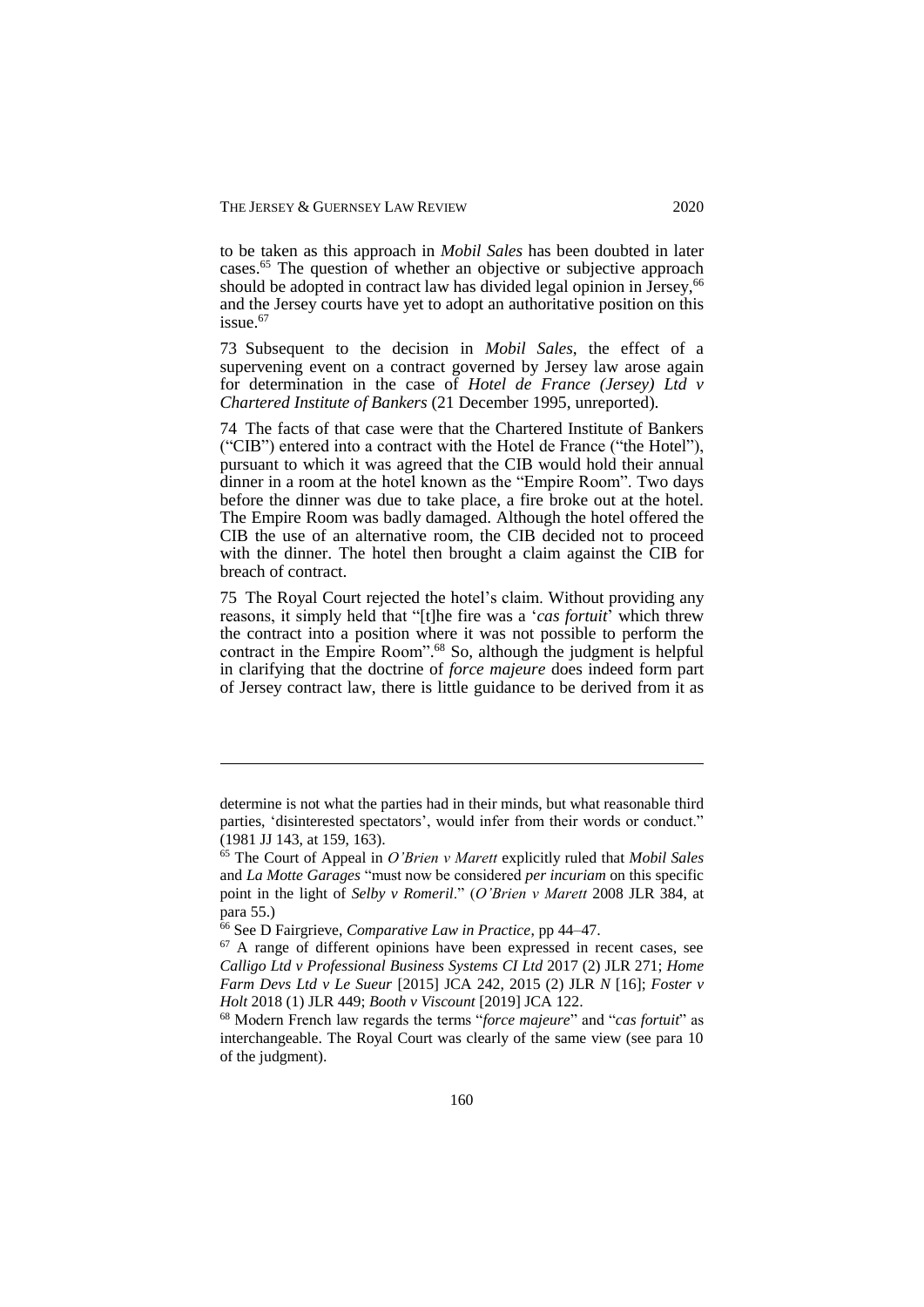to be taken as this approach in *Mobil Sales* has been doubted in later cases.[65] The question of whether an objective or subjective approach should be adopted in contract law has divided legal opinion in Jersey,[66] and the Jersey courts have yet to adopt an authoritative position on this issue.[67]

73 Subsequent to the decision in *Mobil Sales*, the effect of a supervening event on a contract governed by Jersey law arose again for determination in the case of *Hotel de France (Jersey) Ltd v Chartered Institute of Bankers* (21 December 1995, unreported).

74 The facts of that case were that the Chartered Institute of Bankers ("CIB") entered into a contract with the Hotel de France ("the Hotel"), pursuant to which it was agreed that the CIB would hold their annual dinner in a room at the hotel known as the "Empire Room". Two days before the dinner was due to take place, a fire broke out at the hotel. The Empire Room was badly damaged. Although the hotel offered the CIB the use of an alternative room, the CIB decided not to proceed with the dinner. The hotel then brought a claim against the CIB for breach of contract.

75 The Royal Court rejected the hotel's claim. Without providing any reasons, it simply held that "[t]he fire was a '*cas fortuit*' which threw the contract into a position where it was not possible to perform the contract in the Empire Room".[68] So, although the judgment is helpful in clarifying that the doctrine of *force majeure* does indeed form part of Jersey contract law, there is little guidance to be derived from it as

---

determine is not what the parties had in their minds, but what reasonable third parties, 'disinterested spectators', would infer from their words or conduct." (1981 JJ 143, at 159, 163).

[65] The Court of Appeal in *O'Brien v Marett* explicitly ruled that *Mobil Sales* and *La Motte Garages* "must now be considered *per incuriam* on this specific point in the light of *Selby v Romeril*." (*O'Brien v Marett* 2008 JLR 384, at para 55.)

[66] See D Fairgrieve, *Comparative Law in Practice*, pp 44–47.

[67] A range of different opinions have been expressed in recent cases, see *Calligo Ltd v Professional Business Systems CI Ltd* 2017 (2) JLR 271; *Home Farm Devs Ltd v Le Sueur* [2015] JCA 242, 2015 (2) JLR *N* [16]; *Foster v Holt* 2018 (1) JLR 449; *Booth v Viscount* [2019] JCA 122.

[68] Modern French law regards the terms "*force majeure*" and "*cas fortuit*" as interchangeable. The Royal Court was clearly of the same view (see para 10 of the judgment).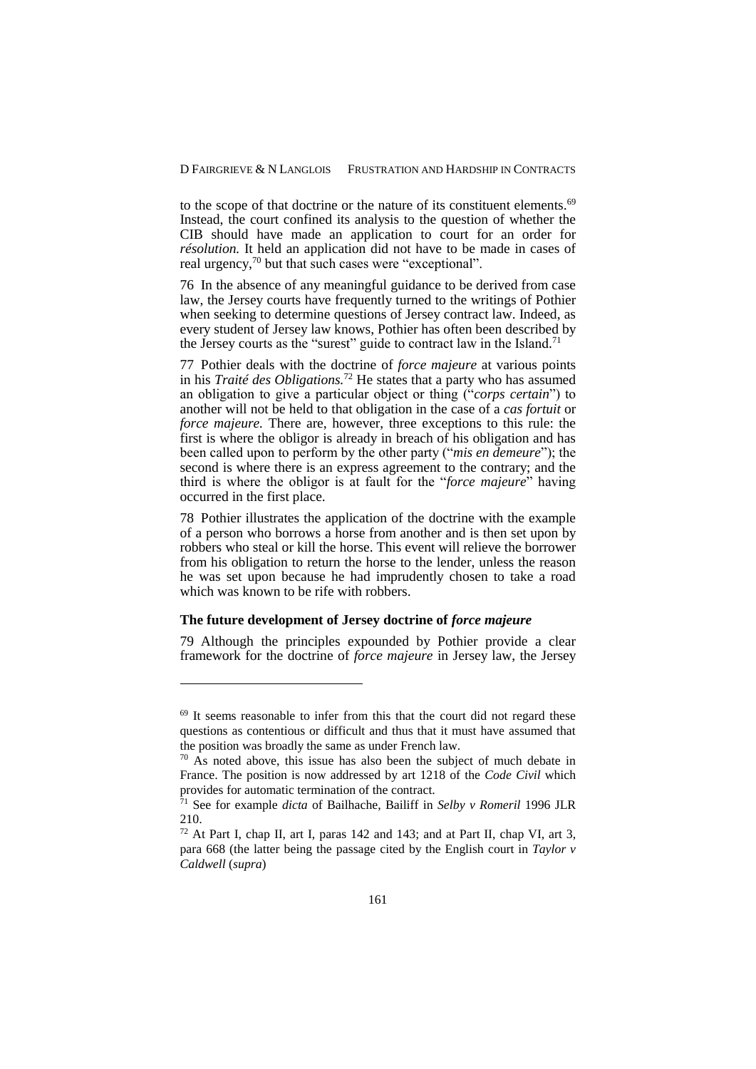to the scope of that doctrine or the nature of its constituent elements.[69] Instead, the court confined its analysis to the question of whether the CIB should have made an application to court for an order for *résolution.* It held an application did not have to be made in cases of real urgency,[70] but that such cases were "exceptional".

76 In the absence of any meaningful guidance to be derived from case law, the Jersey courts have frequently turned to the writings of Pothier when seeking to determine questions of Jersey contract law. Indeed, as every student of Jersey law knows, Pothier has often been described by the Jersey courts as the "surest" guide to contract law in the Island.[71]

77 Pothier deals with the doctrine of *force majeure* at various points in his *Traité des Obligations.*[72] He states that a party who has assumed an obligation to give a particular object or thing ("*corps certain*") to another will not be held to that obligation in the case of a *cas fortuit* or *force majeure.* There are, however, three exceptions to this rule: the first is where the obligor is already in breach of his obligation and has been called upon to perform by the other party ("*mis en demeure*"); the second is where there is an express agreement to the contrary; and the third is where the obligor is at fault for the "*force majeure*" having occurred in the first place.

78 Pothier illustrates the application of the doctrine with the example of a person who borrows a horse from another and is then set upon by robbers who steal or kill the horse. This event will relieve the borrower from his obligation to return the horse to the lender, unless the reason he was set upon because he had imprudently chosen to take a road which was known to be rife with robbers.

### The future development of Jersey doctrine of *force majeure*

79 Although the principles expounded by Pothier provide a clear framework for the doctrine of *force majeure* in Jersey law, the Jersey

---

[69] It seems reasonable to infer from this that the court did not regard these questions as contentious or difficult and thus that it must have assumed that the position was broadly the same as under French law.

[70] As noted above, this issue has also been the subject of much debate in France. The position is now addressed by art 1218 of the *Code Civil* which provides for automatic termination of the contract.

[71] See for example *dicta* of Bailhache, Bailiff in *Selby v Romeril* 1996 JLR 210.

[72] At Part I, chap II, art I, paras 142 and 143; and at Part II, chap VI, art 3, para 668 (the latter being the passage cited by the English court in *Taylor v Caldwell* (*supra*)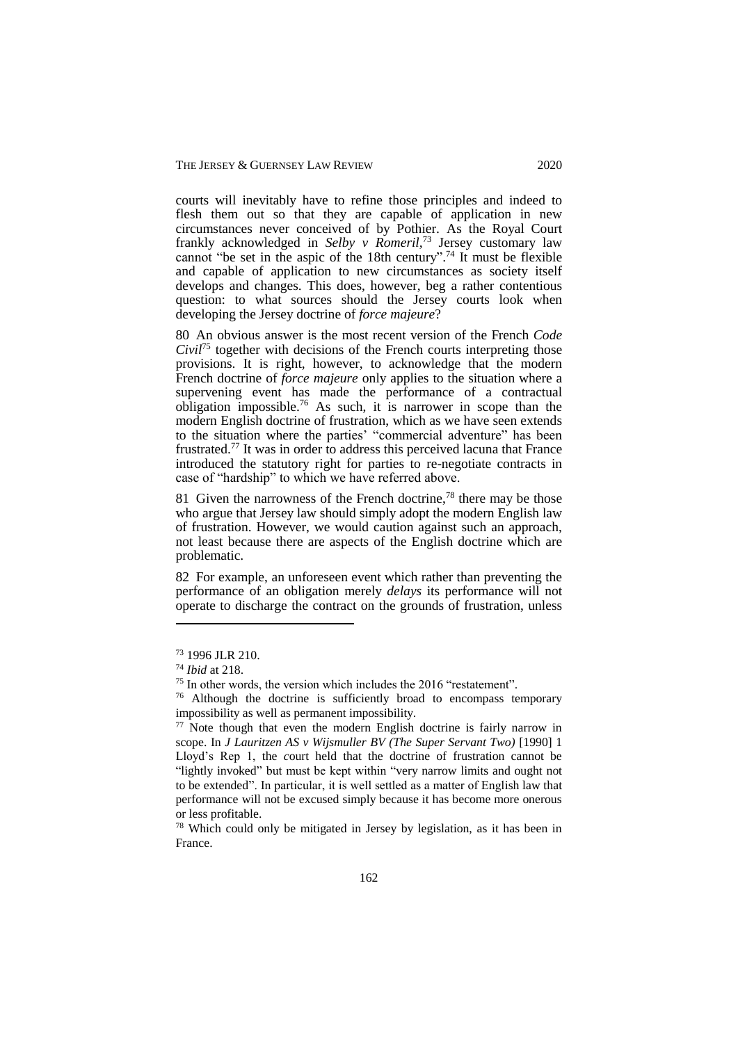courts will inevitably have to refine those principles and indeed to flesh them out so that they are capable of application in new circumstances never conceived of by Pothier. As the Royal Court frankly acknowledged in *Selby v Romeril*,[73] Jersey customary law cannot "be set in the aspic of the 18th century".[74] It must be flexible and capable of application to new circumstances as society itself develops and changes. This does, however, beg a rather contentious question: to what sources should the Jersey courts look when developing the Jersey doctrine of *force majeure*?

80 An obvious answer is the most recent version of the French *Code Civil*[75] together with decisions of the French courts interpreting those provisions. It is right, however, to acknowledge that the modern French doctrine of *force majeure* only applies to the situation where a supervening event has made the performance of a contractual obligation impossible.[76] As such, it is narrower in scope than the modern English doctrine of frustration, which as we have seen extends to the situation where the parties' "commercial adventure" has been frustrated.[77] It was in order to address this perceived lacuna that France introduced the statutory right for parties to re-negotiate contracts in case of "hardship" to which we have referred above.

81 Given the narrowness of the French doctrine,[78] there may be those who argue that Jersey law should simply adopt the modern English law of frustration. However, we would caution against such an approach, not least because there are aspects of the English doctrine which are problematic.

82 For example, an unforeseen event which rather than preventing the performance of an obligation merely *delays* its performance will not operate to discharge the contract on the grounds of frustration, unless

---

[73] 1996 JLR 210.

[74] *Ibid* at 218.

[75] In other words, the version which includes the 2016 "restatement".

[76] Although the doctrine is sufficiently broad to encompass temporary impossibility as well as permanent impossibility.

[77] Note though that even the modern English doctrine is fairly narrow in scope. In *J Lauritzen AS v Wijsmuller BV (The Super Servant Two)* [1990] 1 Lloyd's Rep 1, the court held that the doctrine of frustration cannot be "lightly invoked" but must be kept within "very narrow limits and ought not to be extended". In particular, it is well settled as a matter of English law that performance will not be excused simply because it has become more onerous or less profitable.

[78] Which could only be mitigated in Jersey by legislation, as it has been in France.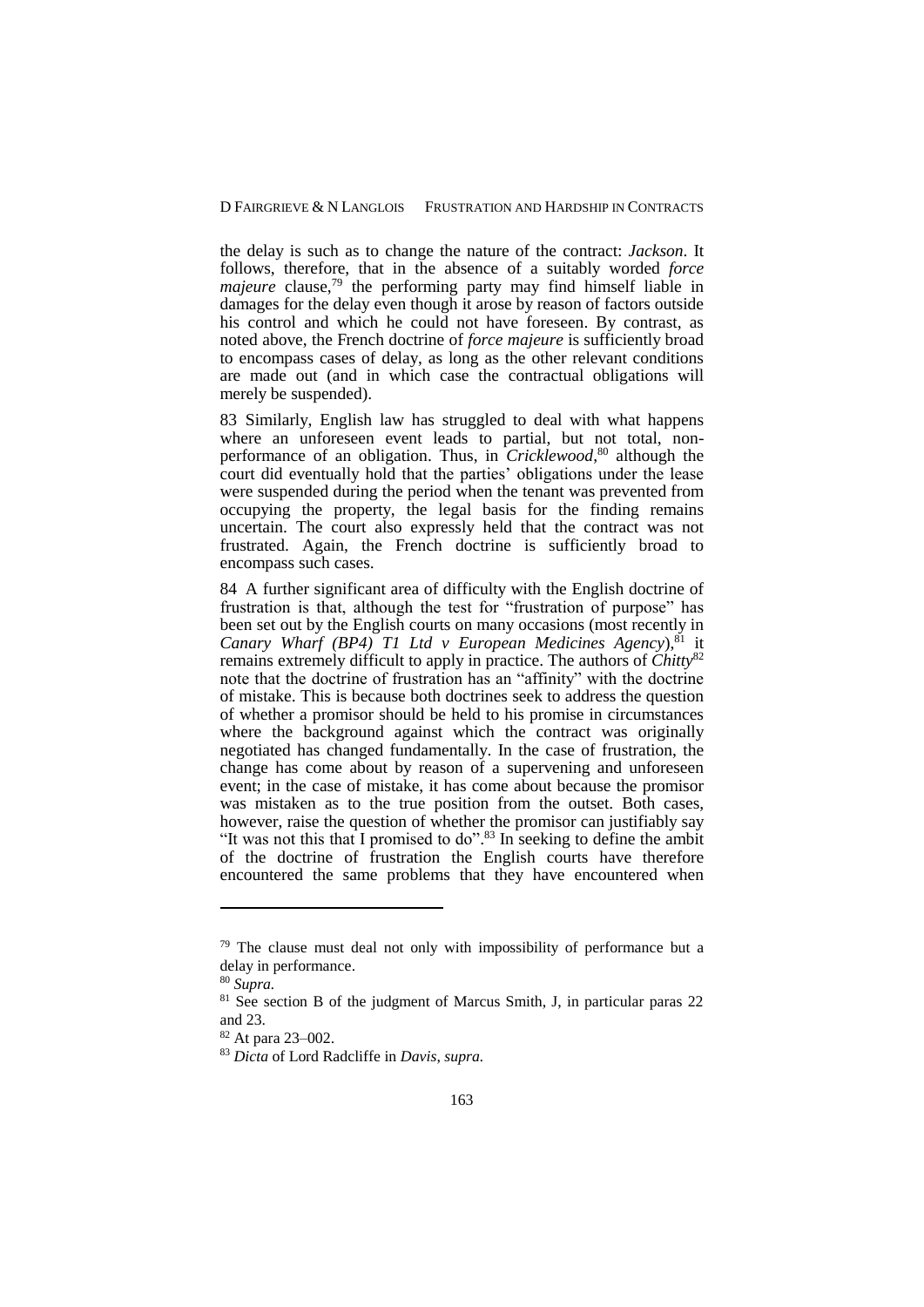the delay is such as to change the nature of the contract: *Jackson*. It follows, therefore, that in the absence of a suitably worded *force majeure* clause,[79] the performing party may find himself liable in damages for the delay even though it arose by reason of factors outside his control and which he could not have foreseen. By contrast, as noted above, the French doctrine of *force majeure* is sufficiently broad to encompass cases of delay, as long as the other relevant conditions are made out (and in which case the contractual obligations will merely be suspended).

83 Similarly, English law has struggled to deal with what happens where an unforeseen event leads to partial, but not total, non-performance of an obligation. Thus, in *Cricklewood*,[80] although the court did eventually hold that the parties' obligations under the lease were suspended during the period when the tenant was prevented from occupying the property, the legal basis for the finding remains uncertain. The court also expressly held that the contract was not frustrated. Again, the French doctrine is sufficiently broad to encompass such cases.

84 A further significant area of difficulty with the English doctrine of frustration is that, although the test for "frustration of purpose" has been set out by the English courts on many occasions (most recently in *Canary Wharf (BP4) T1 Ltd v European Medicines Agency*),[81] it remains extremely difficult to apply in practice. The authors of *Chitty*[82] note that the doctrine of frustration has an "affinity" with the doctrine of mistake. This is because both doctrines seek to address the question of whether a promisor should be held to his promise in circumstances where the background against which the contract was originally negotiated has changed fundamentally. In the case of frustration, the change has come about by reason of a supervening and unforeseen event; in the case of mistake, it has come about because the promisor was mistaken as to the true position from the outset. Both cases, however, raise the question of whether the promisor can justifiably say "It was not this that I promised to do".[83] In seeking to define the ambit of the doctrine of frustration the English courts have therefore encountered the same problems that they have encountered when

---

[79] The clause must deal not only with impossibility of performance but a delay in performance.

[80] *Supra.*

[81] See section B of the judgment of Marcus Smith, J, in particular paras 22 and 23.

[82] At para 23–002.

[83] *Dicta* of Lord Radcliffe in *Davis*, *supra.*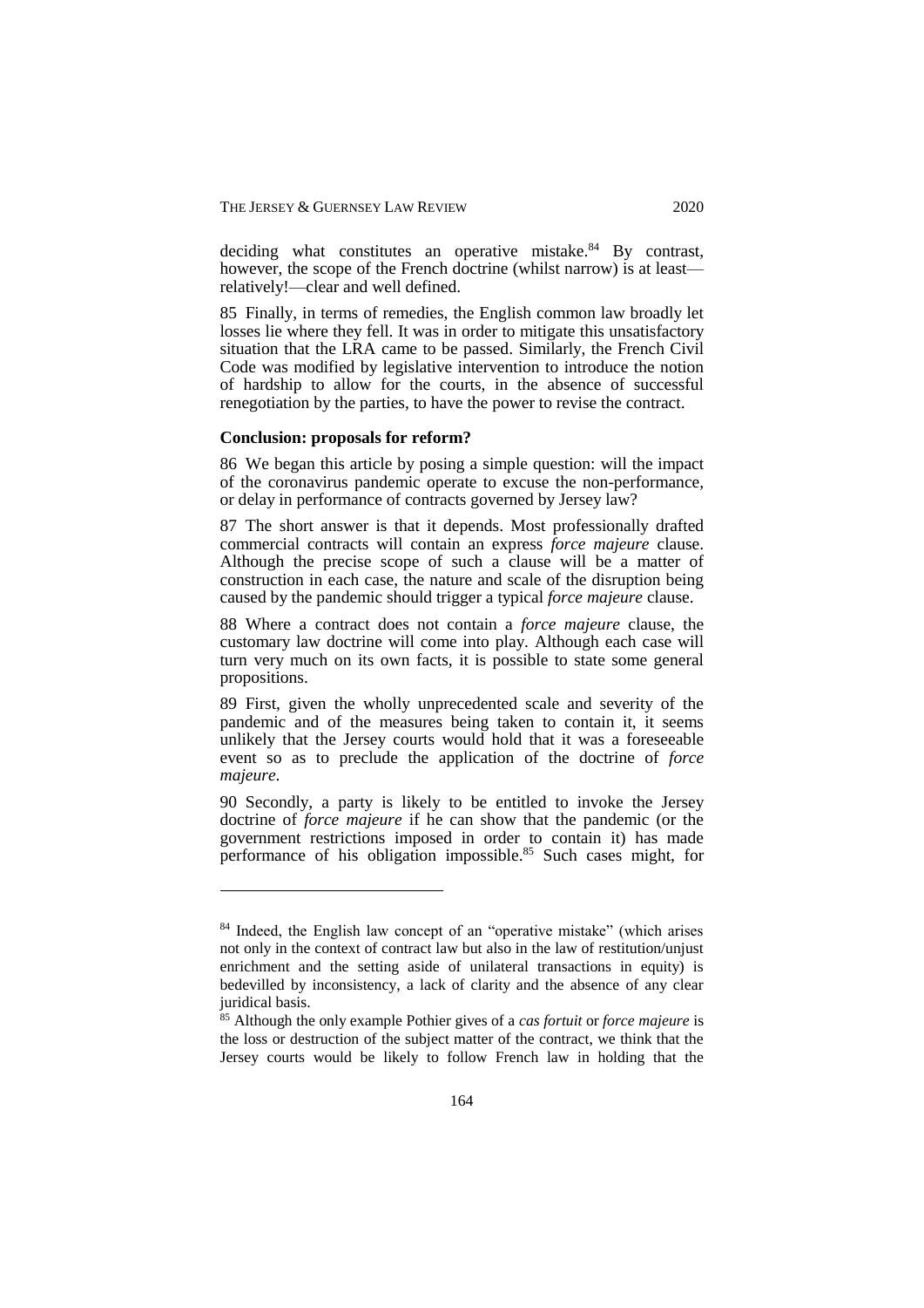deciding what constitutes an operative mistake.[84] By contrast, however, the scope of the French doctrine (whilst narrow) is at least—relatively!—clear and well defined.

85 Finally, in terms of remedies, the English common law broadly let losses lie where they fell. It was in order to mitigate this unsatisfactory situation that the LRA came to be passed. Similarly, the French Civil Code was modified by legislative intervention to introduce the notion of hardship to allow for the courts, in the absence of successful renegotiation by the parties, to have the power to revise the contract.

**Conclusion: proposals for reform?**

86 We began this article by posing a simple question: will the impact of the coronavirus pandemic operate to excuse the non-performance, or delay in performance of contracts governed by Jersey law?

87 The short answer is that it depends. Most professionally drafted commercial contracts will contain an express *force majeure* clause. Although the precise scope of such a clause will be a matter of construction in each case, the nature and scale of the disruption being caused by the pandemic should trigger a typical *force majeure* clause.

88 Where a contract does not contain a *force majeure* clause, the customary law doctrine will come into play. Although each case will turn very much on its own facts, it is possible to state some general propositions.

89 First, given the wholly unprecedented scale and severity of the pandemic and of the measures being taken to contain it, it seems unlikely that the Jersey courts would hold that it was a foreseeable event so as to preclude the application of the doctrine of *force majeure*.

90 Secondly, a party is likely to be entitled to invoke the Jersey doctrine of *force majeure* if he can show that the pandemic (or the government restrictions imposed in order to contain it) has made performance of his obligation impossible.[85] Such cases might, for

---

[84] Indeed, the English law concept of an "operative mistake" (which arises not only in the context of contract law but also in the law of restitution/unjust enrichment and the setting aside of unilateral transactions in equity) is bedevilled by inconsistency, a lack of clarity and the absence of any clear juridical basis.

[85] Although the only example Pothier gives of a *cas fortuit* or *force majeure* is the loss or destruction of the subject matter of the contract, we think that the Jersey courts would be likely to follow French law in holding that the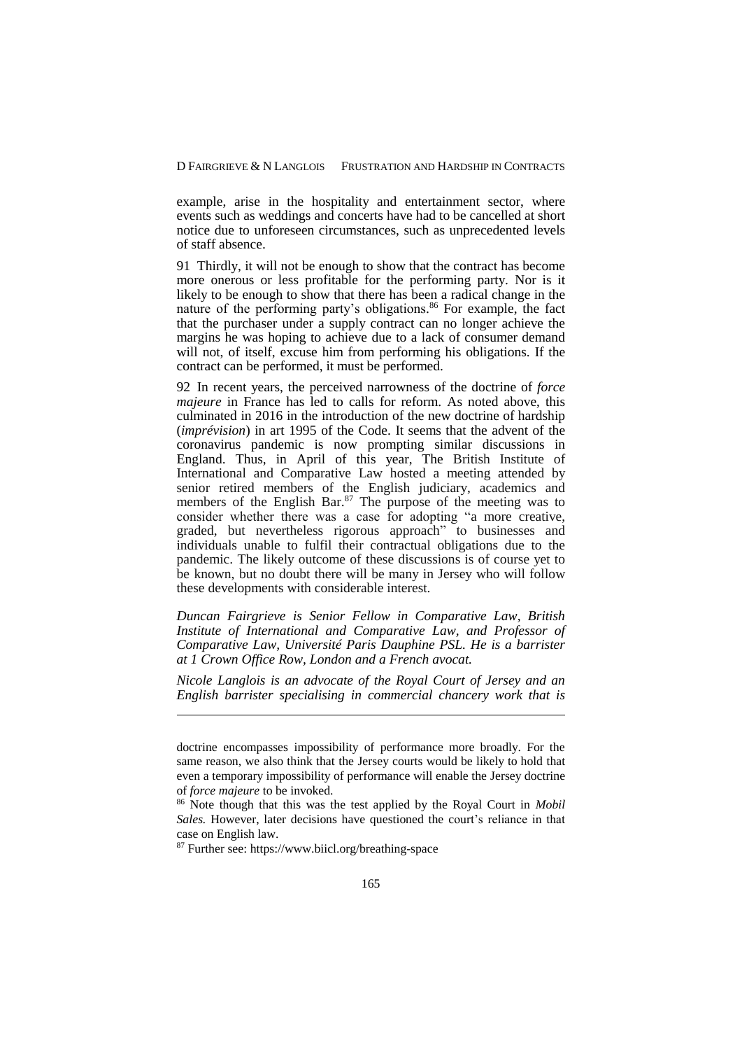example, arise in the hospitality and entertainment sector, where events such as weddings and concerts have had to be cancelled at short notice due to unforeseen circumstances, such as unprecedented levels of staff absence.

91 Thirdly, it will not be enough to show that the contract has become more onerous or less profitable for the performing party. Nor is it likely to be enough to show that there has been a radical change in the nature of the performing party's obligations.[86] For example, the fact that the purchaser under a supply contract can no longer achieve the margins he was hoping to achieve due to a lack of consumer demand will not, of itself, excuse him from performing his obligations. If the contract can be performed, it must be performed.

92 In recent years, the perceived narrowness of the doctrine of *force majeure* in France has led to calls for reform. As noted above, this culminated in 2016 in the introduction of the new doctrine of hardship (*imprévision*) in art 1995 of the Code. It seems that the advent of the coronavirus pandemic is now prompting similar discussions in England. Thus, in April of this year, The British Institute of International and Comparative Law hosted a meeting attended by senior retired members of the English judiciary, academics and members of the English Bar.[87] The purpose of the meeting was to consider whether there was a case for adopting "a more creative, graded, but nevertheless rigorous approach" to businesses and individuals unable to fulfil their contractual obligations due to the pandemic. The likely outcome of these discussions is of course yet to be known, but no doubt there will be many in Jersey who will follow these developments with considerable interest.

*Duncan Fairgrieve is Senior Fellow in Comparative Law, British Institute of International and Comparative Law, and Professor of Comparative Law, Université Paris Dauphine PSL. He is a barrister at 1 Crown Office Row, London and a French avocat.*

*Nicole Langlois is an advocate of the Royal Court of Jersey and an English barrister specialising in commercial chancery work that is*

---

doctrine encompasses impossibility of performance more broadly. For the same reason, we also think that the Jersey courts would be likely to hold that even a temporary impossibility of performance will enable the Jersey doctrine of *force majeure* to be invoked.

[86] Note though that this was the test applied by the Royal Court in *Mobil Sales.* However, later decisions have questioned the court's reliance in that case on English law.

[87] Further see: https://www.biicl.org/breathing-space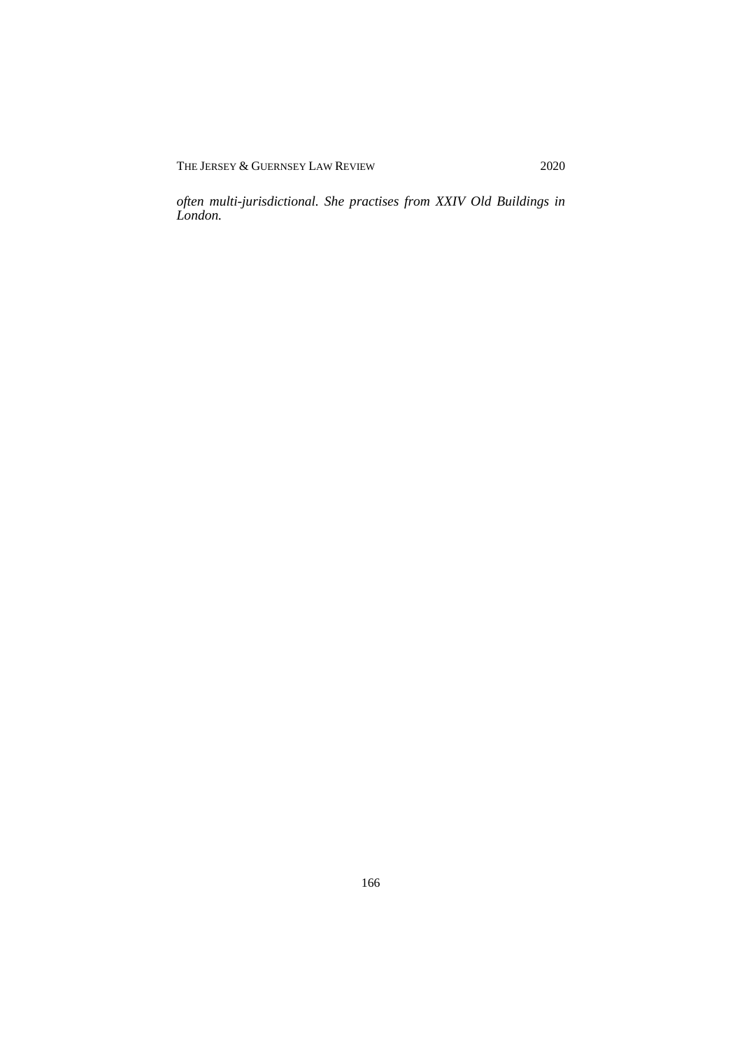*often multi-jurisdictional. She practises from XXIV Old Buildings in London.*